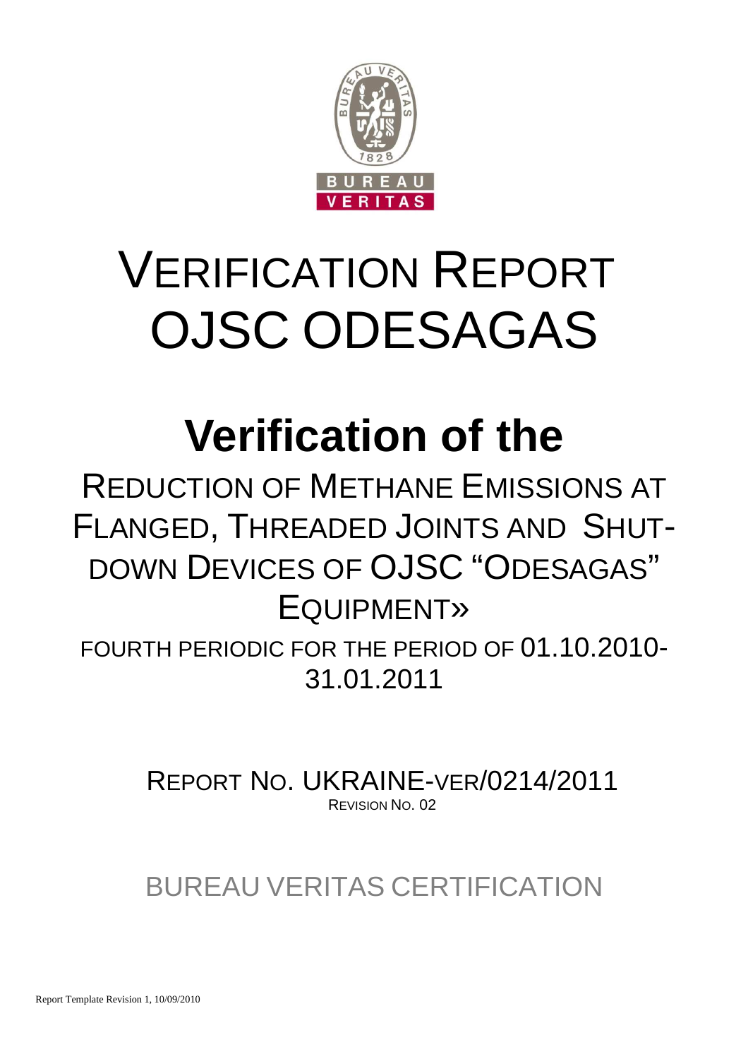# VERIFICATION REPORT OJSC ODESAGAS

# Verification of the

## REDUCTION OF METHANE EMISSIONS AT FLANGED, THREADED JOINTS AND SHUT-DOWN DEVICES OF OJSC "ODESAGAS" EQUIPMENT»

FOURTH PERIODIC FOR THE PERIOD OF 01.10.2010-31.01.2011

REPORT NO. UKRAINE-VER/0214/2011

REVISION NO. 02

BUREAU VERITAS CERTIFICATION

Report Template Revision 1, 10/09/2010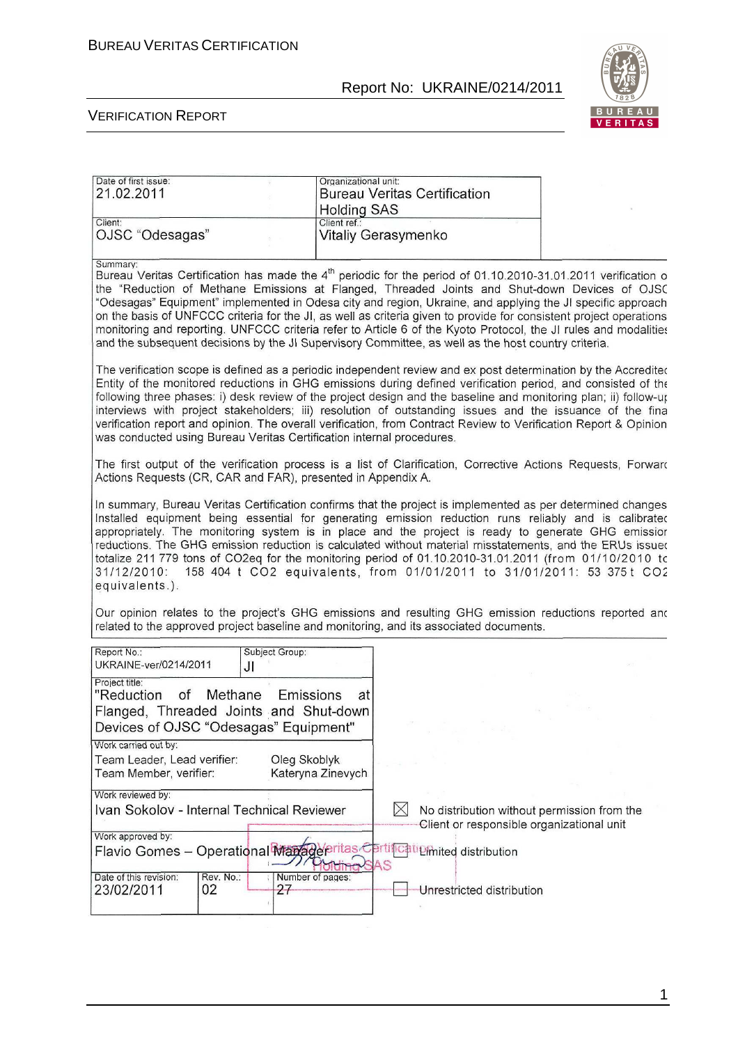| Date of first issue: | Organizational unit: |
|---|---|
| 21.02.2011 | Bureau Veritas Certification Holding SAS |
| Client: | Client ref.: |
| OJSC "Odesagas" | Vitaliy Gerasymenko |

Summary:

Bureau Veritas Certification has made the 4th periodic for the period of 01.10.2010-31.01.2011 verification of the "Reduction of Methane Emissions at Flanged, Threaded Joints and Shut-down Devices of OJSC "Odesagas" Equipment" implemented in Odesa city and region, Ukraine, and applying the JI specific approach on the basis of UNFCCC criteria for the JI, as well as criteria given to provide for consistent project operations monitoring and reporting. UNFCCC criteria refer to Article 6 of the Kyoto Protocol, the JI rules and modalities and the subsequent decisions by the JI Supervisory Committee, as well as the host country criteria.

The verification scope is defined as a periodic independent review and ex post determination by the Accredited Entity of the monitored reductions in GHG emissions during defined verification period, and consisted of the following three phases: i) desk review of the project design and the baseline and monitoring plan; ii) follow-up interviews with project stakeholders; iii) resolution of outstanding issues and the issuance of the final verification report and opinion. The overall verification, from Contract Review to Verification Report & Opinion was conducted using Bureau Veritas Certification internal procedures.

The first output of the verification process is a list of Clarification, Corrective Actions Requests, Forward Actions Requests (CR, CAR and FAR), presented in Appendix A.

In summary, Bureau Veritas Certification confirms that the project is implemented as per determined changes Installed equipment being essential for generating emission reduction runs reliably and is calibrated appropriately. The monitoring system is in place and the project is ready to generate GHG emission reductions. The GHG emission reduction is calculated without material misstatements, and the ERUs issued totalize 211 779 tons of $CO_2$eq for the monitoring period of 01.10.2010-31.01.2011 (from 01/10/2010 to 31/12/2010: 158 404 t $CO_2$ equivalents, from 01/01/2011 to 31/01/2011: 53 375 t $CO_2$ equivalents.).

Our opinion relates to the project's GHG emissions and resulting GHG emission reductions reported and related to the approved project baseline and monitoring, and its associated documents.

| Report No.: UKRAINE-ver/0214/2011 | Subject Group: JI | |
|---|---|---|
| Project title: "Reduction of Methane Emissions at Flanged, Threaded Joints and Shut-down Devices of OJSC "Odesagas" Equipment" | | |
| Work carried out by: Team Leader, Lead verifier: Oleg Skoblyk; Team Member, verifier: Kateryna Zinevych | | |
| Work reviewed by: Ivan Sokolov - Internal Technical Reviewer | | ☒ No distribution without permission from the Client or responsible organizational unit |
| Work approved by: Flavio Gomes – Operational Manager | | ☐ Limited distribution |
| Date of this revision: 23/02/2011 | Rev. No.: 02 | Number of pages: 27 | ☐ Unrestricted distribution |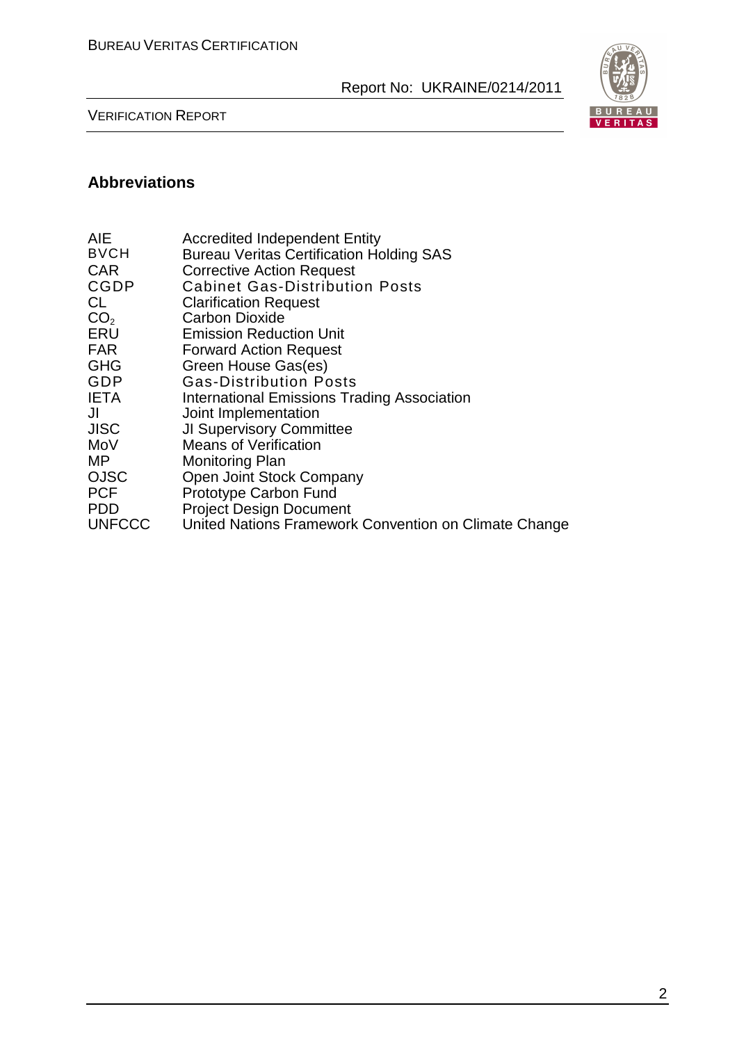## Abbreviations

| | |
|---|---|
| AIE | Accredited Independent Entity |
| BVCH | Bureau Veritas Certification Holding SAS |
| CAR | Corrective Action Request |
| CGDP | Cabinet Gas-Distribution Posts |
| CL | Clarification Request |
| $CO_2$ | Carbon Dioxide |
| ERU | Emission Reduction Unit |
| FAR | Forward Action Request |
| GHG | Green House Gas(es) |
| GDP | Gas-Distribution Posts |
| IETA | International Emissions Trading Association |
| JI | Joint Implementation |
| JISC | JI Supervisory Committee |
| MoV | Means of Verification |
| MP | Monitoring Plan |
| OJSC | Open Joint Stock Company |
| PCF | Prototype Carbon Fund |
| PDD | Project Design Document |
| UNFCCC | United Nations Framework Convention on Climate Change |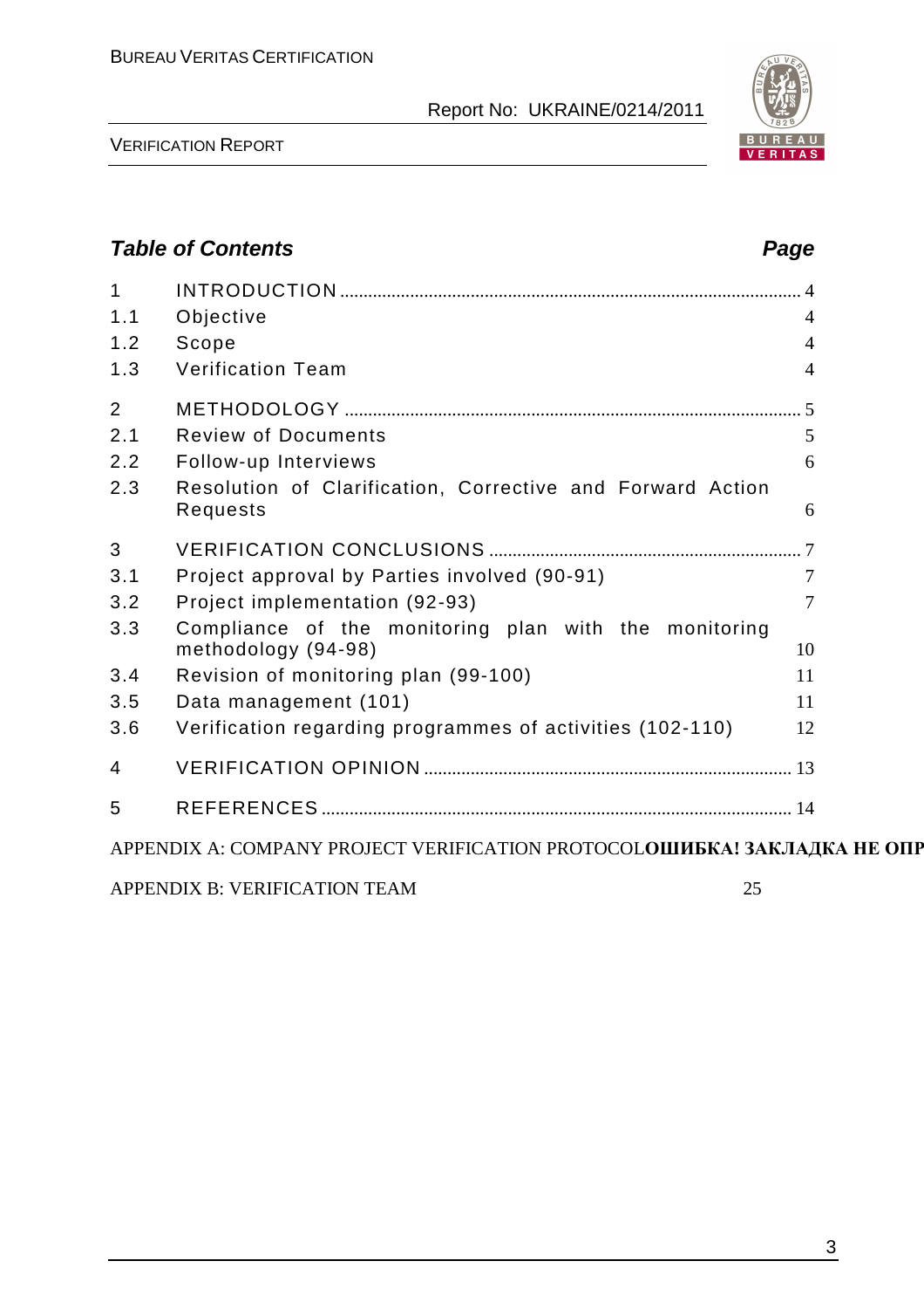## Table of Contents

**Page**

| | | |
|---|---|---|
| 1 | INTRODUCTION | 4 |
| 1.1 | Objective | 4 |
| 1.2 | Scope | 4 |
| 1.3 | Verification Team | 4 |
| 2 | METHODOLOGY | 5 |
| 2.1 | Review of Documents | 5 |
| 2.2 | Follow-up Interviews | 6 |
| 2.3 | Resolution of Clarification, Corrective and Forward Action Requests | 6 |
| 3 | VERIFICATION CONCLUSIONS | 7 |
| 3.1 | Project approval by Parties involved (90-91) | 7 |
| 3.2 | Project implementation (92-93) | 7 |
| 3.3 | Compliance of the monitoring plan with the monitoring methodology (94-98) | 10 |
| 3.4 | Revision of monitoring plan (99-100) | 11 |
| 3.5 | Data management (101) | 11 |
| 3.6 | Verification regarding programmes of activities (102-110) | 12 |
| 4 | VERIFICATION OPINION | 13 |
| 5 | REFERENCES | 14 |

APPENDIX A: COMPANY PROJECT VERIFICATION PROTOCOL**ОШИБКА! ЗАКЛАДКА НЕ ОПР**

APPENDIX B: VERIFICATION TEAM 25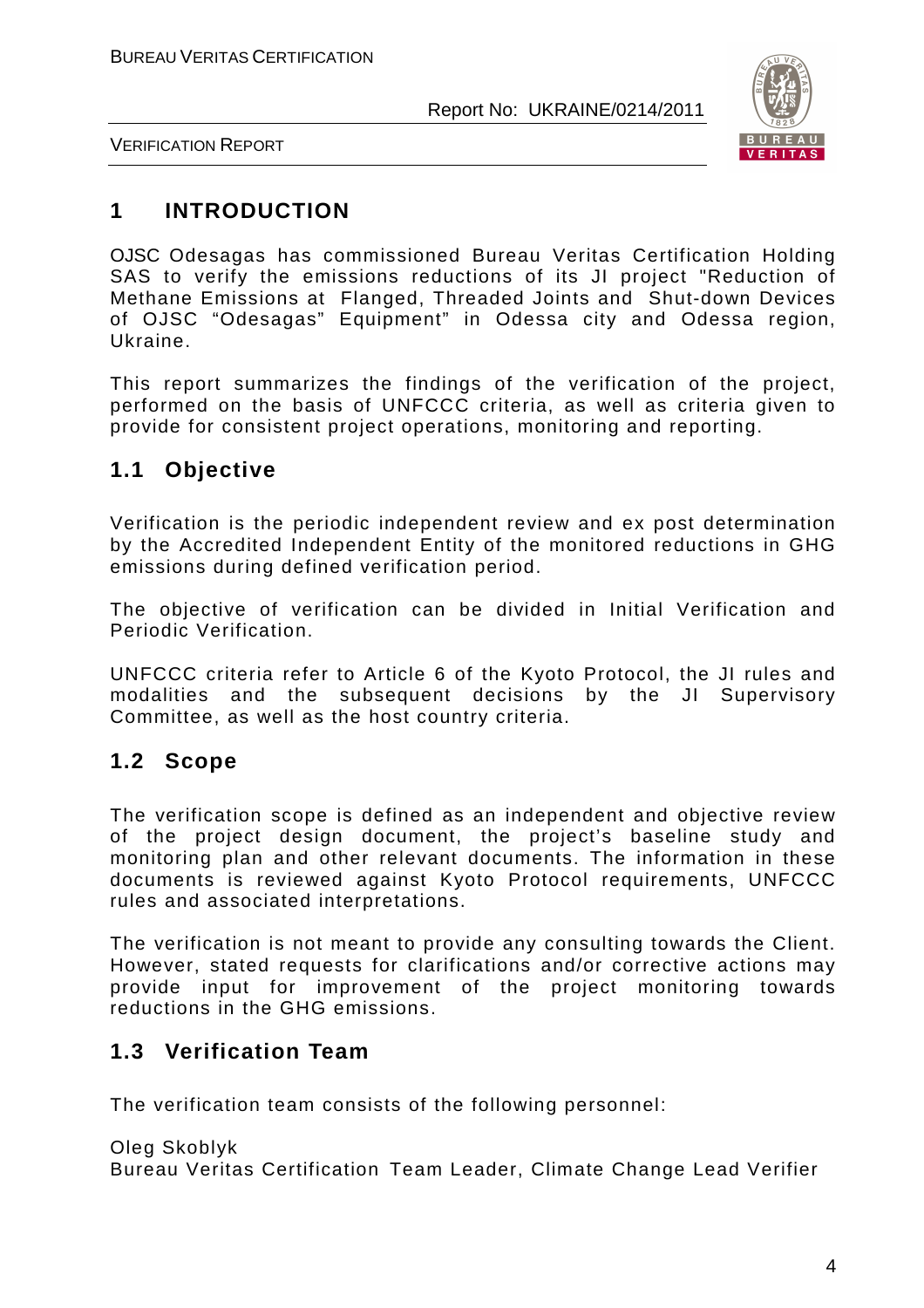# 1 INTRODUCTION

OJSC Odesagas has commissioned Bureau Veritas Certification Holding SAS to verify the emissions reductions of its JI project "Reduction of Methane Emissions at Flanged, Threaded Joints and Shut-down Devices of OJSC "Odesagas" Equipment" in Odessa city and Odessa region, Ukraine.

This report summarizes the findings of the verification of the project, performed on the basis of UNFCCC criteria, as well as criteria given to provide for consistent project operations, monitoring and reporting.

## 1.1 Objective

Verification is the periodic independent review and ex post determination by the Accredited Independent Entity of the monitored reductions in GHG emissions during defined verification period.

The objective of verification can be divided in Initial Verification and Periodic Verification.

UNFCCC criteria refer to Article 6 of the Kyoto Protocol, the JI rules and modalities and the subsequent decisions by the JI Supervisory Committee, as well as the host country criteria.

## 1.2 Scope

The verification scope is defined as an independent and objective review of the project design document, the project's baseline study and monitoring plan and other relevant documents. The information in these documents is reviewed against Kyoto Protocol requirements, UNFCCC rules and associated interpretations.

The verification is not meant to provide any consulting towards the Client. However, stated requests for clarifications and/or corrective actions may provide input for improvement of the project monitoring towards reductions in the GHG emissions.

## 1.3 Verification Team

The verification team consists of the following personnel:

Oleg Skoblyk
Bureau Veritas Certification Team Leader, Climate Change Lead Verifier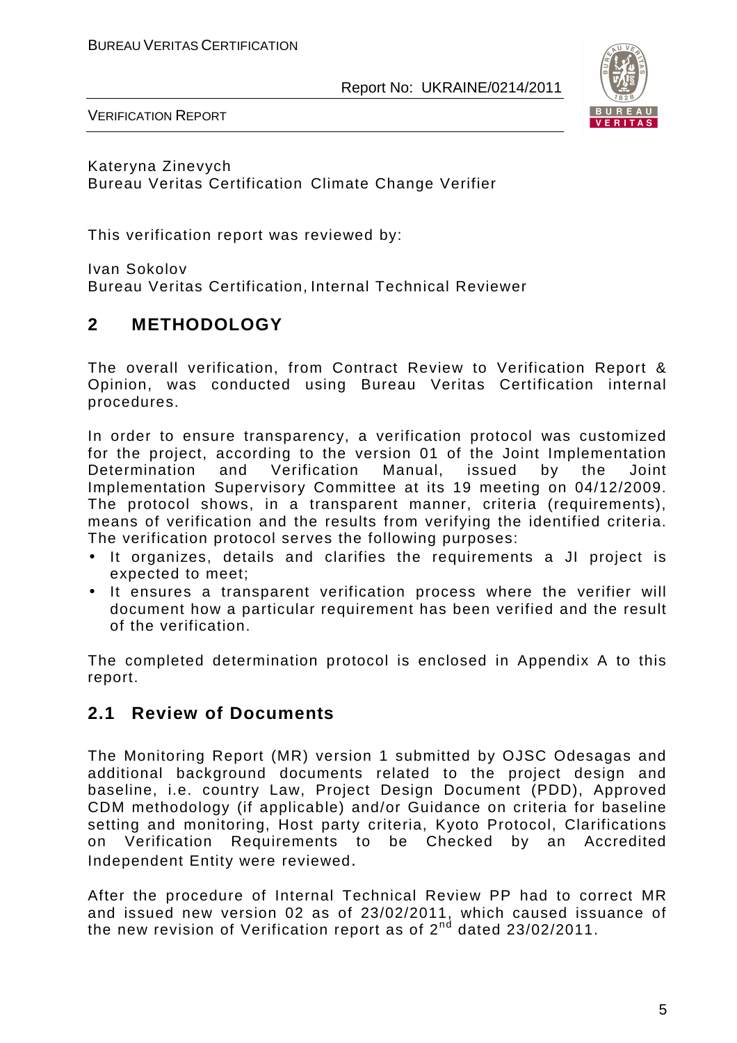Kateryna Zinevych
Bureau Veritas Certification Climate Change Verifier

This verification report was reviewed by:

Ivan Sokolov
Bureau Veritas Certification, Internal Technical Reviewer

## 2 METHODOLOGY

The overall verification, from Contract Review to Verification Report & Opinion, was conducted using Bureau Veritas Certification internal procedures.

In order to ensure transparency, a verification protocol was customized for the project, according to the version 01 of the Joint Implementation Determination and Verification Manual, issued by the Joint Implementation Supervisory Committee at its 19 meeting on 04/12/2009. The protocol shows, in a transparent manner, criteria (requirements), means of verification and the results from verifying the identified criteria. The verification protocol serves the following purposes:

- It organizes, details and clarifies the requirements a JI project is expected to meet;
- It ensures a transparent verification process where the verifier will document how a particular requirement has been verified and the result of the verification.

The completed determination protocol is enclosed in Appendix A to this report.

### 2.1 Review of Documents

The Monitoring Report (MR) version 1 submitted by OJSC Odesagas and additional background documents related to the project design and baseline, i.e. country Law, Project Design Document (PDD), Approved CDM methodology (if applicable) and/or Guidance on criteria for baseline setting and monitoring, Host party criteria, Kyoto Protocol, Clarifications on Verification Requirements to be Checked by an Accredited Independent Entity were reviewed.

After the procedure of Internal Technical Review PP had to correct MR and issued new version 02 as of 23/02/2011, which caused issuance of the new revision of Verification report as of 2nd dated 23/02/2011.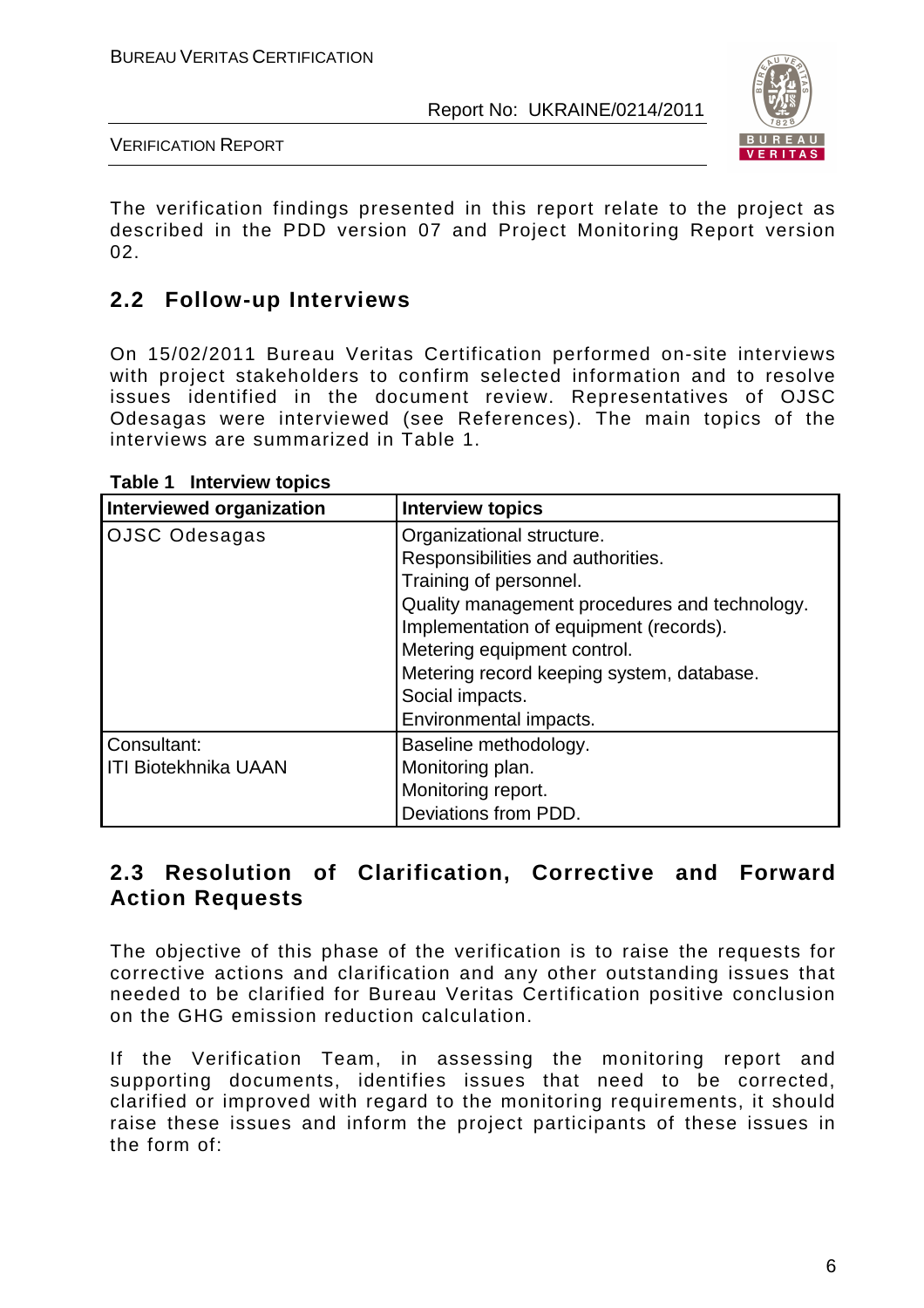The verification findings presented in this report relate to the project as described in the PDD version 07 and Project Monitoring Report version 02.

## 2.2 Follow-up Interviews

On 15/02/2011 Bureau Veritas Certification performed on-site interviews with project stakeholders to confirm selected information and to resolve issues identified in the document review. Representatives of OJSC Odesagas were interviewed (see References). The main topics of the interviews are summarized in Table 1.

**Table 1 Interview topics**

| Interviewed organization | Interview topics |
|---|---|
| OJSC Odesagas | Organizational structure.<br>Responsibilities and authorities.<br>Training of personnel.<br>Quality management procedures and technology.<br>Implementation of equipment (records).<br>Metering equipment control.<br>Metering record keeping system, database.<br>Social impacts.<br>Environmental impacts. |
| Consultant:<br>ITI Biotekhnika UAAN | Baseline methodology.<br>Monitoring plan.<br>Monitoring report.<br>Deviations from PDD. |

## 2.3 Resolution of Clarification, Corrective and Forward Action Requests

The objective of this phase of the verification is to raise the requests for corrective actions and clarification and any other outstanding issues that needed to be clarified for Bureau Veritas Certification positive conclusion on the GHG emission reduction calculation.

If the Verification Team, in assessing the monitoring report and supporting documents, identifies issues that need to be corrected, clarified or improved with regard to the monitoring requirements, it should raise these issues and inform the project participants of these issues in the form of: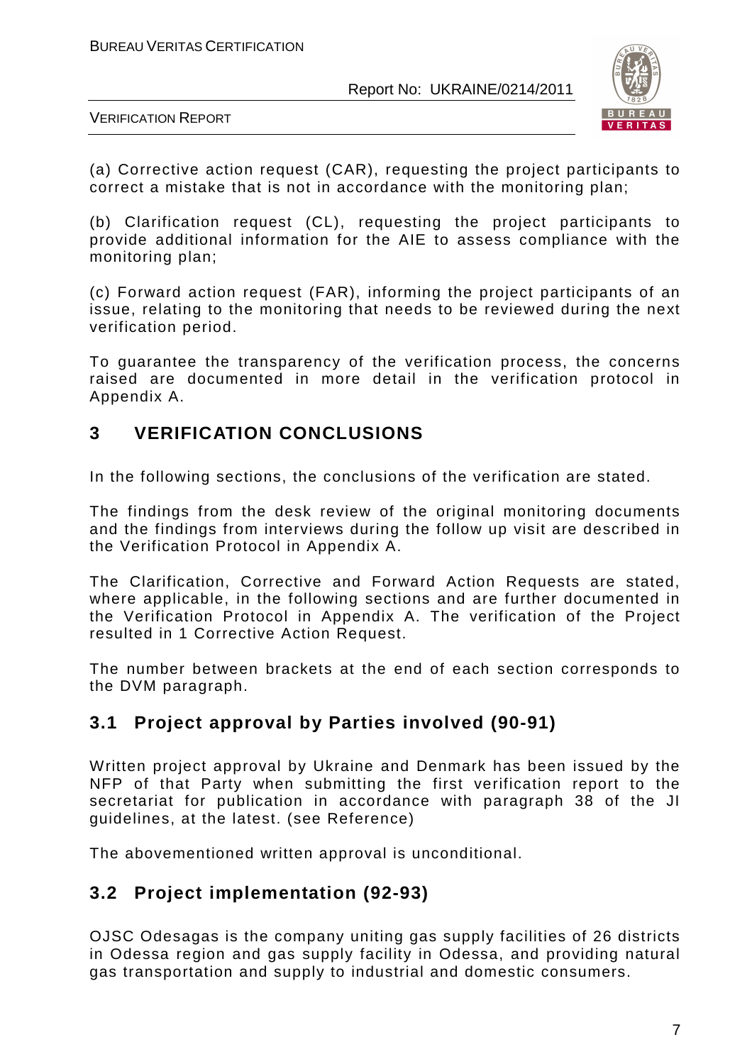(a) Corrective action request (CAR), requesting the project participants to correct a mistake that is not in accordance with the monitoring plan;

(b) Clarification request (CL), requesting the project participants to provide additional information for the AIE to assess compliance with the monitoring plan;

(c) Forward action request (FAR), informing the project participants of an issue, relating to the monitoring that needs to be reviewed during the next verification period.

To guarantee the transparency of the verification process, the concerns raised are documented in more detail in the verification protocol in Appendix A.

# 3 VERIFICATION CONCLUSIONS

In the following sections, the conclusions of the verification are stated.

The findings from the desk review of the original monitoring documents and the findings from interviews during the follow up visit are described in the Verification Protocol in Appendix A.

The Clarification, Corrective and Forward Action Requests are stated, where applicable, in the following sections and are further documented in the Verification Protocol in Appendix A. The verification of the Project resulted in 1 Corrective Action Request.

The number between brackets at the end of each section corresponds to the DVM paragraph.

## 3.1 Project approval by Parties involved (90-91)

Written project approval by Ukraine and Denmark has been issued by the NFP of that Party when submitting the first verification report to the secretariat for publication in accordance with paragraph 38 of the JI guidelines, at the latest. (see Reference)

The abovementioned written approval is unconditional.

## 3.2 Project implementation (92-93)

OJSC Odesagas is the company uniting gas supply facilities of 26 districts in Odessa region and gas supply facility in Odessa, and providing natural gas transportation and supply to industrial and domestic consumers.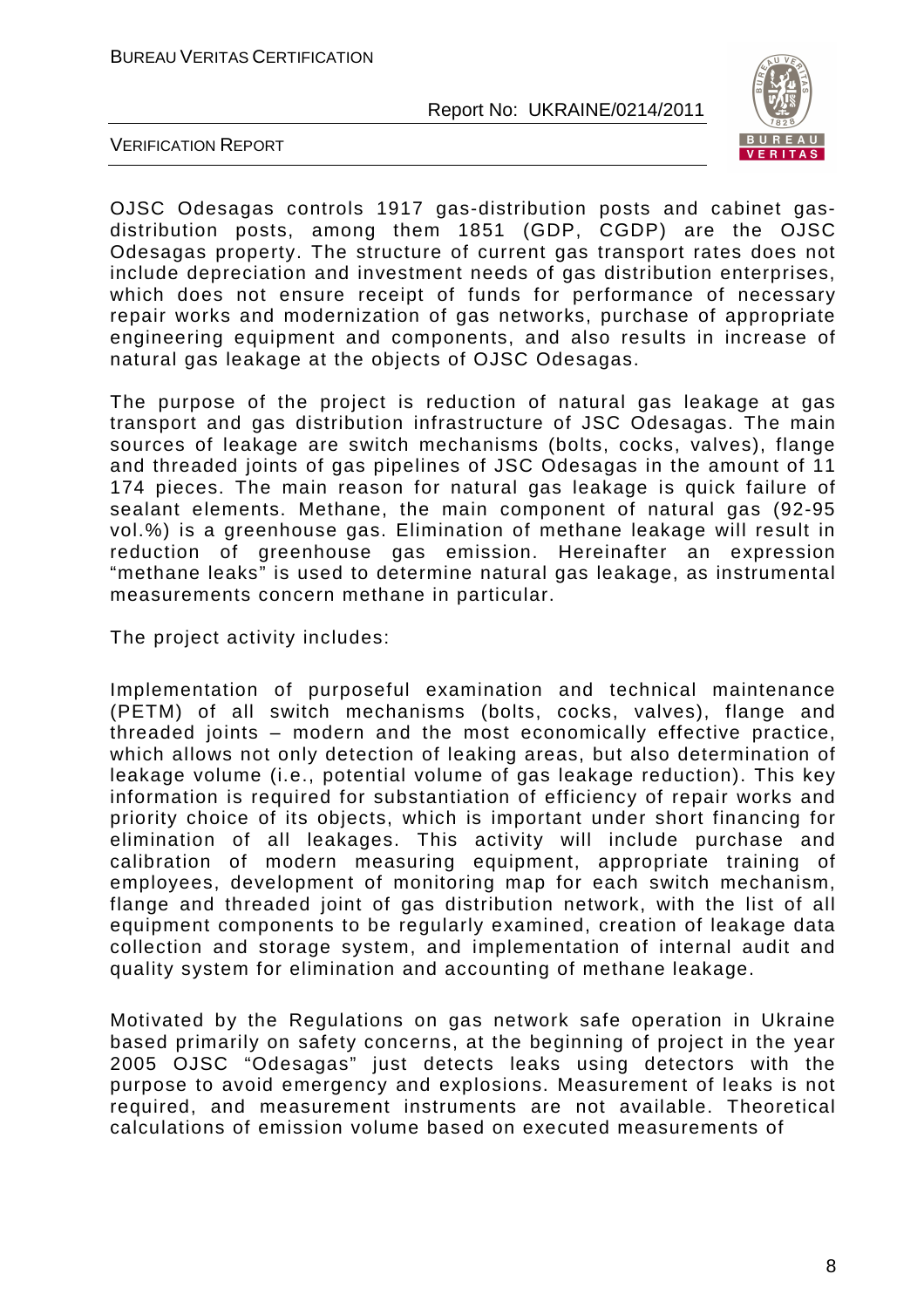OJSC Odesagas controls 1917 gas-distribution posts and cabinet gas-distribution posts, among them 1851 (GDP, CGDP) are the OJSC Odesagas property. The structure of current gas transport rates does not include depreciation and investment needs of gas distribution enterprises, which does not ensure receipt of funds for performance of necessary repair works and modernization of gas networks, purchase of appropriate engineering equipment and components, and also results in increase of natural gas leakage at the objects of OJSC Odesagas.

The purpose of the project is reduction of natural gas leakage at gas transport and gas distribution infrastructure of JSC Odesagas. The main sources of leakage are switch mechanisms (bolts, cocks, valves), flange and threaded joints of gas pipelines of JSC Odesagas in the amount of 11 174 pieces. The main reason for natural gas leakage is quick failure of sealant elements. Methane, the main component of natural gas (92-95 vol.%) is a greenhouse gas. Elimination of methane leakage will result in reduction of greenhouse gas emission. Hereinafter an expression "methane leaks" is used to determine natural gas leakage, as instrumental measurements concern methane in particular.

The project activity includes:

Implementation of purposeful examination and technical maintenance (PETM) of all switch mechanisms (bolts, cocks, valves), flange and threaded joints – modern and the most economically effective practice, which allows not only detection of leaking areas, but also determination of leakage volume (i.e., potential volume of gas leakage reduction). This key information is required for substantiation of efficiency of repair works and priority choice of its objects, which is important under short financing for elimination of all leakages. This activity will include purchase and calibration of modern measuring equipment, appropriate training of employees, development of monitoring map for each switch mechanism, flange and threaded joint of gas distribution network, with the list of all equipment components to be regularly examined, creation of leakage data collection and storage system, and implementation of internal audit and quality system for elimination and accounting of methane leakage.

Motivated by the Regulations on gas network safe operation in Ukraine based primarily on safety concerns, at the beginning of project in the year 2005 OJSC "Odesagas" just detects leaks using detectors with the purpose to avoid emergency and explosions. Measurement of leaks is not required, and measurement instruments are not available. Theoretical calculations of emission volume based on executed measurements of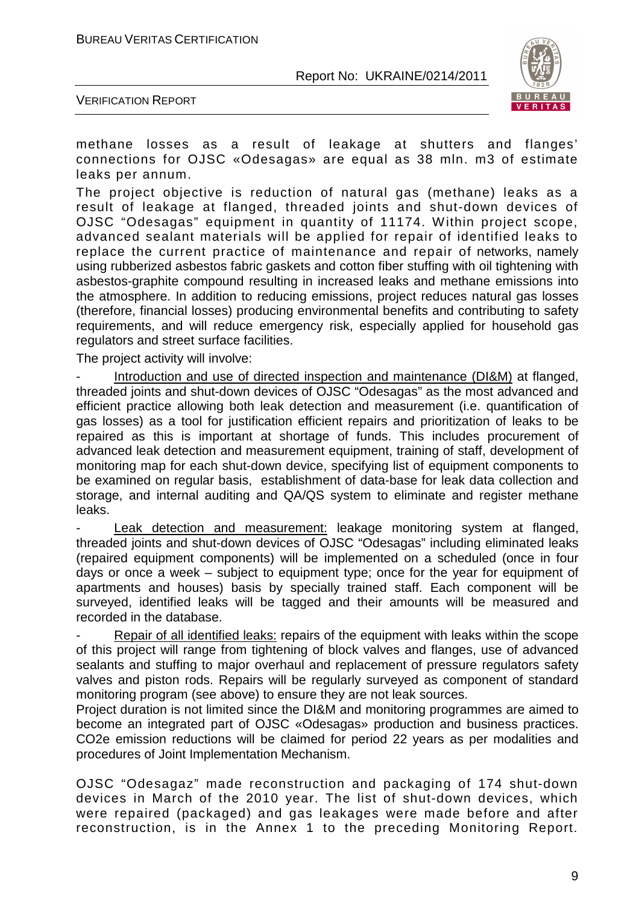methane losses as a result of leakage at shutters and flanges' connections for OJSC «Odesagas» are equal as 38 mln. m3 of estimate leaks per annum.

The project objective is reduction of natural gas (methane) leaks as a result of leakage at flanged, threaded joints and shut-down devices of OJSC "Odesagas" equipment in quantity of 11174. Within project scope, advanced sealant materials will be applied for repair of identified leaks to replace the current practice of maintenance and repair of networks, namely using rubberized asbestos fabric gaskets and cotton fiber stuffing with oil tightening with asbestos-graphite compound resulting in increased leaks and methane emissions into the atmosphere. In addition to reducing emissions, project reduces natural gas losses (therefore, financial losses) producing environmental benefits and contributing to safety requirements, and will reduce emergency risk, especially applied for household gas regulators and street surface facilities.

The project activity will involve:

- Introduction and use of directed inspection and maintenance (DI&M) at flanged, threaded joints and shut-down devices of OJSC "Odesagas" as the most advanced and efficient practice allowing both leak detection and measurement (i.e. quantification of gas losses) as a tool for justification efficient repairs and prioritization of leaks to be repaired as this is important at shortage of funds. This includes procurement of advanced leak detection and measurement equipment, training of staff, development of monitoring map for each shut-down device, specifying list of equipment components to be examined on regular basis, establishment of data-base for leak data collection and storage, and internal auditing and QA/QS system to eliminate and register methane leaks.
- Leak detection and measurement: leakage monitoring system at flanged, threaded joints and shut-down devices of OJSC "Odesagas" including eliminated leaks (repaired equipment components) will be implemented on a scheduled (once in four days or once a week – subject to equipment type; once for the year for equipment of apartments and houses) basis by specially trained staff. Each component will be surveyed, identified leaks will be tagged and their amounts will be measured and recorded in the database.
- Repair of all identified leaks: repairs of the equipment with leaks within the scope of this project will range from tightening of block valves and flanges, use of advanced sealants and stuffing to major overhaul and replacement of pressure regulators safety valves and piston rods. Repairs will be regularly surveyed as component of standard monitoring program (see above) to ensure they are not leak sources.

Project duration is not limited since the DI&M and monitoring programmes are aimed to become an integrated part of OJSC «Odesagas» production and business practices. CO2e emission reductions will be claimed for period 22 years as per modalities and procedures of Joint Implementation Mechanism.

OJSC "Odesagaz" made reconstruction and packaging of 174 shut-down devices in March of the 2010 year. The list of shut-down devices, which were repaired (packaged) and gas leakages were made before and after reconstruction, is in the Annex 1 to the preceding Monitoring Report.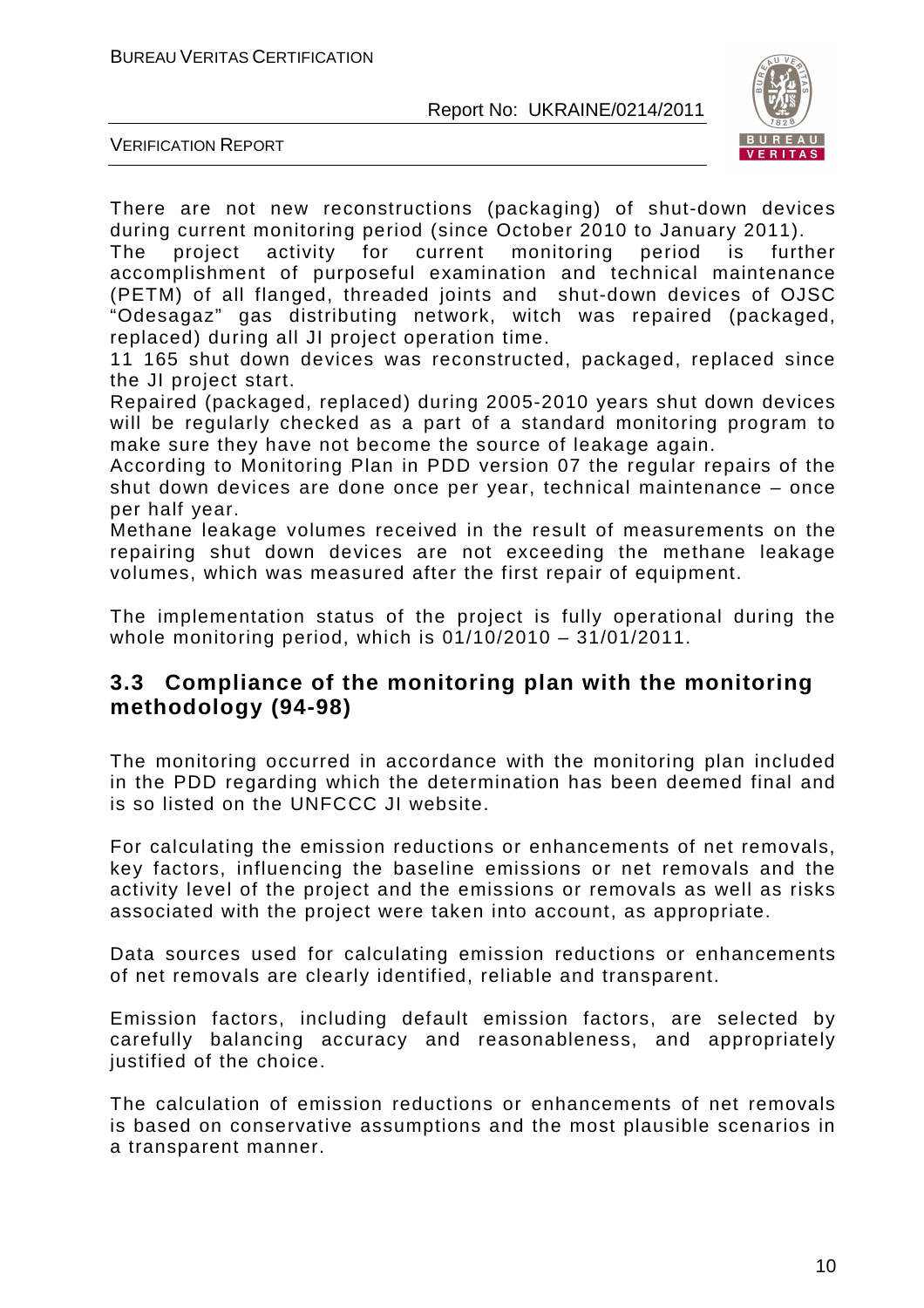There are not new reconstructions (packaging) of shut-down devices during current monitoring period (since October 2010 to January 2011).

The project activity for current monitoring period is further accomplishment of purposeful examination and technical maintenance (PETM) of all flanged, threaded joints and shut-down devices of OJSC "Odesagaz" gas distributing network, witch was repaired (packaged, replaced) during all JI project operation time.

11 165 shut down devices was reconstructed, packaged, replaced since the JI project start.

Repaired (packaged, replaced) during 2005-2010 years shut down devices will be regularly checked as a part of a standard monitoring program to make sure they have not become the source of leakage again.

According to Monitoring Plan in PDD version 07 the regular repairs of the shut down devices are done once per year, technical maintenance – once per half year.

Methane leakage volumes received in the result of measurements on the repairing shut down devices are not exceeding the methane leakage volumes, which was measured after the first repair of equipment.

The implementation status of the project is fully operational during the whole monitoring period, which is 01/10/2010 – 31/01/2011.

## 3.3 Compliance of the monitoring plan with the monitoring methodology (94-98)

The monitoring occurred in accordance with the monitoring plan included in the PDD regarding which the determination has been deemed final and is so listed on the UNFCCC JI website.

For calculating the emission reductions or enhancements of net removals, key factors, influencing the baseline emissions or net removals and the activity level of the project and the emissions or removals as well as risks associated with the project were taken into account, as appropriate.

Data sources used for calculating emission reductions or enhancements of net removals are clearly identified, reliable and transparent.

Emission factors, including default emission factors, are selected by carefully balancing accuracy and reasonableness, and appropriately justified of the choice.

The calculation of emission reductions or enhancements of net removals is based on conservative assumptions and the most plausible scenarios in a transparent manner.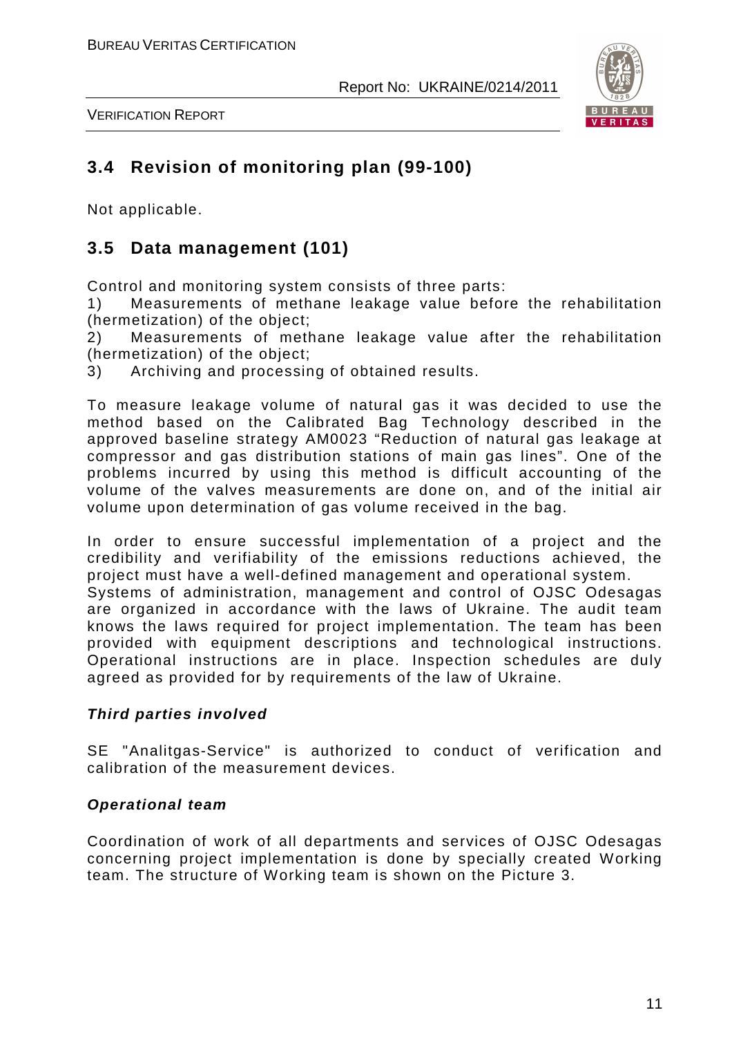## 3.4 Revision of monitoring plan (99-100)

Not applicable.

## 3.5 Data management (101)

Control and monitoring system consists of three parts:

1) Measurements of methane leakage value before the rehabilitation (hermetization) of the object;
2) Measurements of methane leakage value after the rehabilitation (hermetization) of the object;
3) Archiving and processing of obtained results.

To measure leakage volume of natural gas it was decided to use the method based on the Calibrated Bag Technology described in the approved baseline strategy AM0023 "Reduction of natural gas leakage at compressor and gas distribution stations of main gas lines". One of the problems incurred by using this method is difficult accounting of the volume of the valves measurements are done on, and of the initial air volume upon determination of gas volume received in the bag.

In order to ensure successful implementation of a project and the credibility and verifiability of the emissions reductions achieved, the project must have a well-defined management and operational system.
Systems of administration, management and control of OJSC Odesagas are organized in accordance with the laws of Ukraine. The audit team knows the laws required for project implementation. The team has been provided with equipment descriptions and technological instructions. Operational instructions are in place. Inspection schedules are duly agreed as provided for by requirements of the law of Ukraine.

**Third parties involved**

SE "Analitgas-Service" is authorized to conduct of verification and calibration of the measurement devices.

**Operational team**

Coordination of work of all departments and services of OJSC Odesagas concerning project implementation is done by specially created Working team. The structure of Working team is shown on the Picture 3.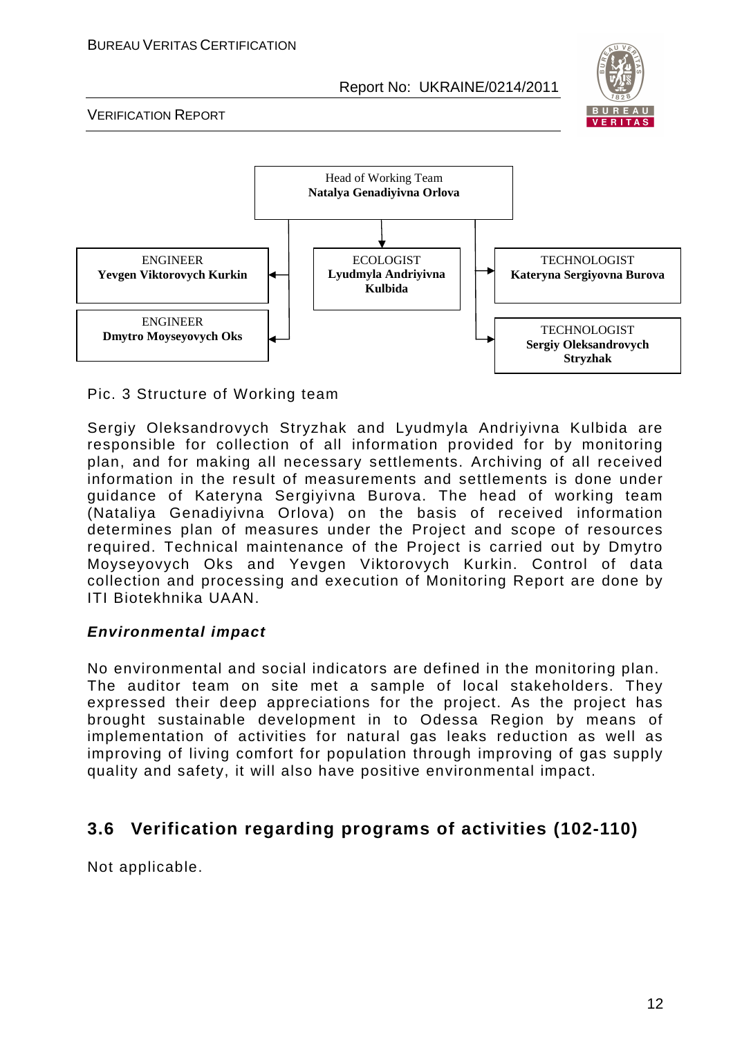Head of Working Team
**Natalya Genadiyivna Orlova**

| ENGINEER | ECOLOGIST | TECHNOLOGIST |
|---|---|---|
| **Yevgen Viktorovych Kurkin** | **Lyudmyla Andriyivna Kulbida** | **Kateryna Sergiyovna Burova** |
| ENGINEER | | TECHNOLOGIST |
| **Dmytro Moyseyovych Oks** | | **Sergiy Oleksandrovych Stryzhak** |

Pic. 3 Structure of Working team

Sergiy Oleksandrovych Stryzhak and Lyudmyla Andriyivna Kulbida are responsible for collection of all information provided for by monitoring plan, and for making all necessary settlements. Archiving of all received information in the result of measurements and settlements is done under guidance of Kateryna Sergiyivna Burova. The head of working team (Nataliya Genadiyivna Orlova) on the basis of received information determines plan of measures under the Project and scope of resources required. Technical maintenance of the Project is carried out by Dmytro Moyseyovych Oks and Yevgen Viktorovych Kurkin. Control of data collection and processing and execution of Monitoring Report are done by ITI Biotekhnika UAAN.

***Environmental impact***

No environmental and social indicators are defined in the monitoring plan. The auditor team on site met a sample of local stakeholders. They expressed their deep appreciations for the project. As the project has brought sustainable development in to Odessa Region by means of implementation of activities for natural gas leaks reduction as well as improving of living comfort for population through improving of gas supply quality and safety, it will also have positive environmental impact.

## 3.6 Verification regarding programs of activities (102-110)

Not applicable.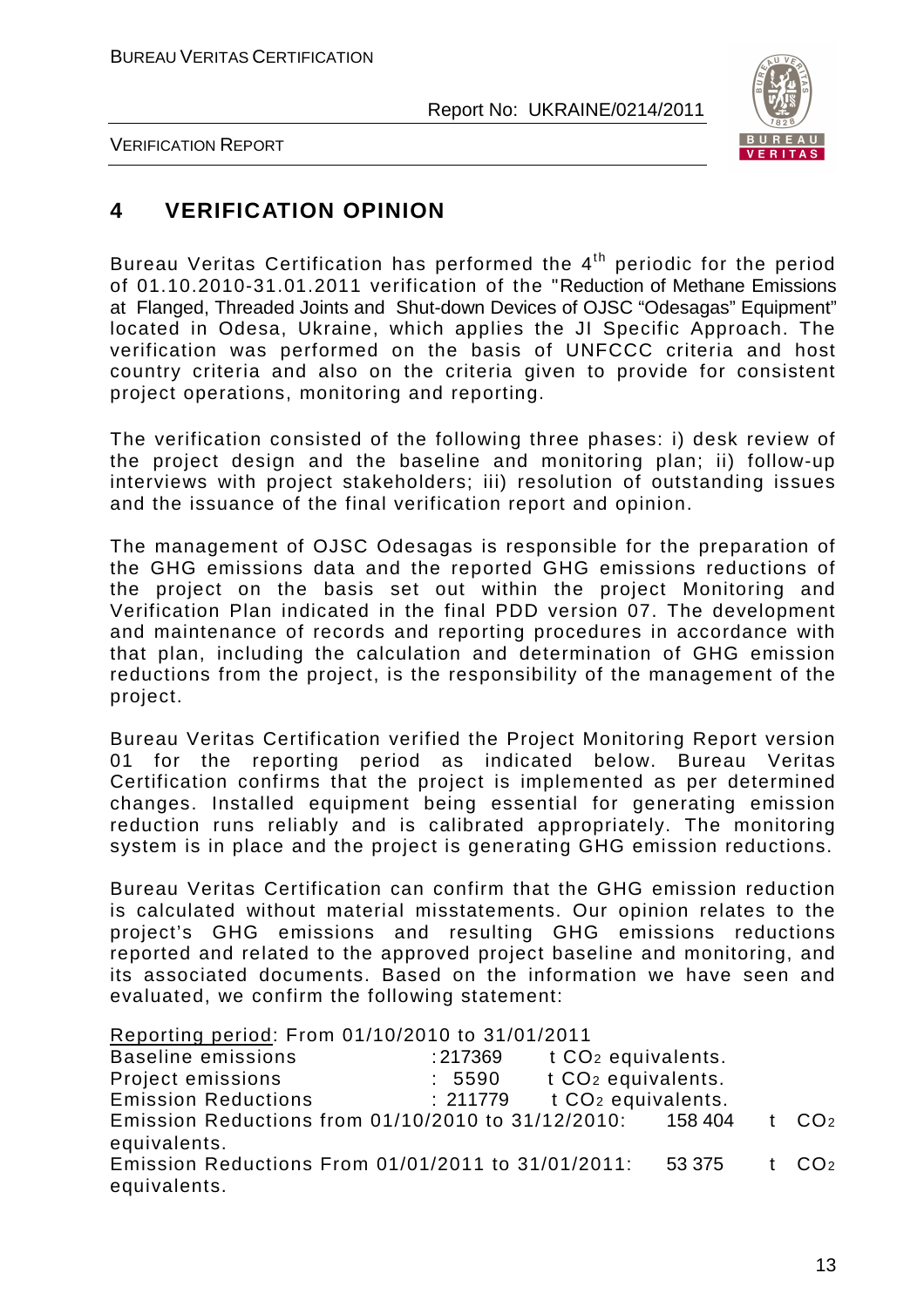# 4 VERIFICATION OPINION

Bureau Veritas Certification has performed the 4th periodic for the period of 01.10.2010-31.01.2011 verification of the "Reduction of Methane Emissions at Flanged, Threaded Joints and Shut-down Devices of OJSC "Odesagas" Equipment" located in Odesa, Ukraine, which applies the JI Specific Approach. The verification was performed on the basis of UNFCCC criteria and host country criteria and also on the criteria given to provide for consistent project operations, monitoring and reporting.

The verification consisted of the following three phases: i) desk review of the project design and the baseline and monitoring plan; ii) follow-up interviews with project stakeholders; iii) resolution of outstanding issues and the issuance of the final verification report and opinion.

The management of OJSC Odesagas is responsible for the preparation of the GHG emissions data and the reported GHG emissions reductions of the project on the basis set out within the project Monitoring and Verification Plan indicated in the final PDD version 07. The development and maintenance of records and reporting procedures in accordance with that plan, including the calculation and determination of GHG emission reductions from the project, is the responsibility of the management of the project.

Bureau Veritas Certification verified the Project Monitoring Report version 01 for the reporting period as indicated below. Bureau Veritas Certification confirms that the project is implemented as per determined changes. Installed equipment being essential for generating emission reduction runs reliably and is calibrated appropriately. The monitoring system is in place and the project is generating GHG emission reductions.

Bureau Veritas Certification can confirm that the GHG emission reduction is calculated without material misstatements. Our opinion relates to the project's GHG emissions and resulting GHG emissions reductions reported and related to the approved project baseline and monitoring, and its associated documents. Based on the information we have seen and evaluated, we confirm the following statement:

Reporting period: From 01/10/2010 to 31/01/2011

Baseline emissions : 217369 t $CO_2$ equivalents.

Project emissions : 5590 t $CO_2$ equivalents.

Emission Reductions : 211779 t $CO_2$ equivalents.

Emission Reductions from 01/10/2010 to 31/12/2010: 158 404 t $CO_2$ equivalents.

Emission Reductions From 01/01/2011 to 31/01/2011: 53 375 t $CO_2$ equivalents.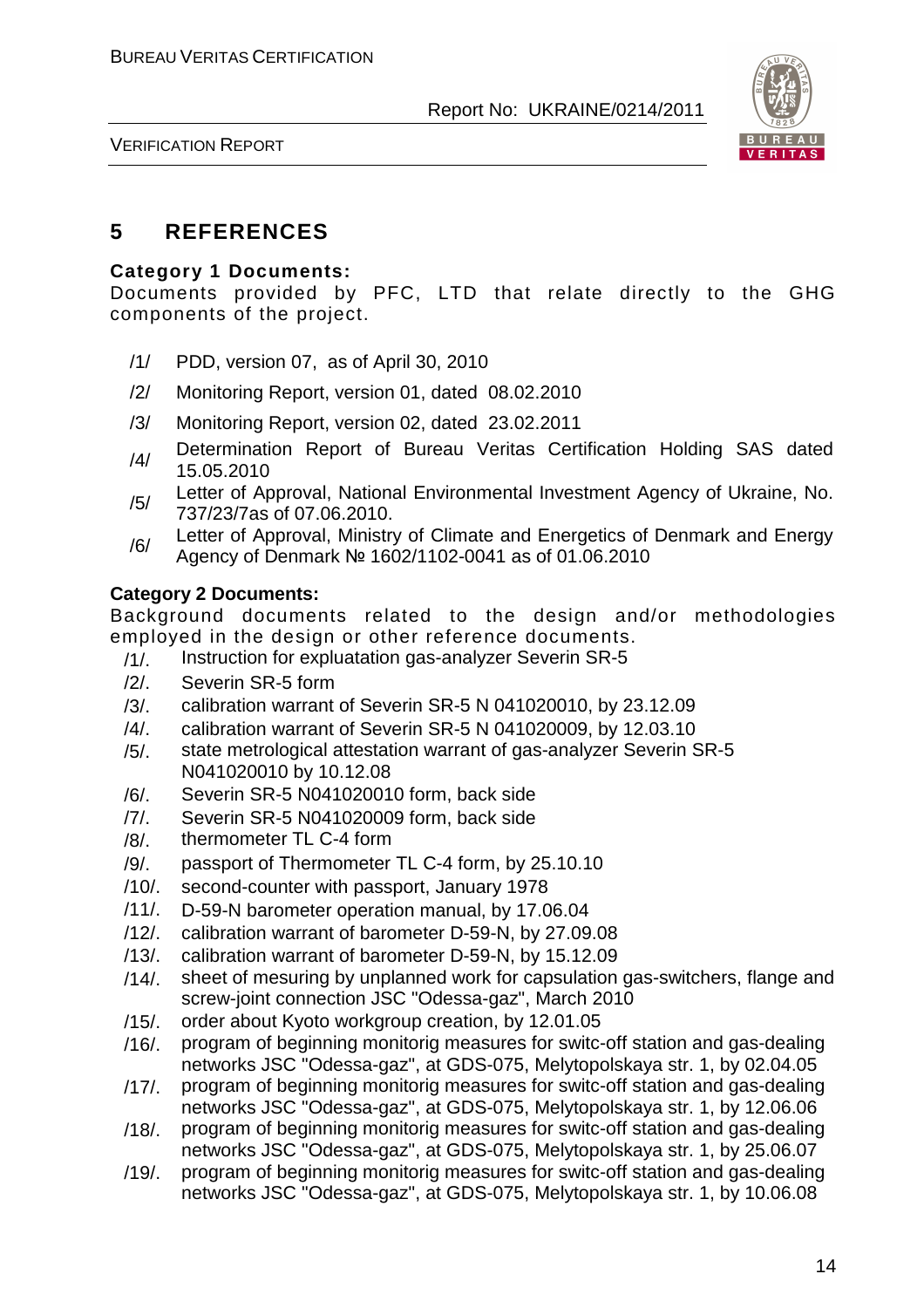# 5 REFERENCES

**Category 1 Documents:**

Documents provided by PFC, LTD that relate directly to the GHG components of the project.

/1/ PDD, version 07, as of April 30, 2010

/2/ Monitoring Report, version 01, dated 08.02.2010

/3/ Monitoring Report, version 02, dated 23.02.2011

/4/ Determination Report of Bureau Veritas Certification Holding SAS dated 15.05.2010

/5/ Letter of Approval, National Environmental Investment Agency of Ukraine, No. 737/23/7as of 07.06.2010.

/6/ Letter of Approval, Ministry of Climate and Energetics of Denmark and Energy Agency of Denmark № 1602/1102-0041 as of 01.06.2010

**Category 2 Documents:**

Background documents related to the design and/or methodologies employed in the design or other reference documents.

/1/. Instruction for expluatation gas-analyzer Severin SR-5

/2/. Severin SR-5 form

/3/. calibration warrant of Severin SR-5 N 041020010, by 23.12.09

/4/. calibration warrant of Severin SR-5 N 041020009, by 12.03.10

/5/. state metrological attestation warrant of gas-analyzer Severin SR-5 N041020010 by 10.12.08

/6/. Severin SR-5 N041020010 form, back side

/7/. Severin SR-5 N041020009 form, back side

/8/. thermometer TL C-4 form

/9/. passport of Thermometer TL C-4 form, by 25.10.10

/10/. second-counter with passport, January 1978

/11/. D-59-N barometer operation manual, by 17.06.04

/12/. calibration warrant of barometer D-59-N, by 27.09.08

/13/. calibration warrant of barometer D-59-N, by 15.12.09

/14/. sheet of mesuring by unplanned work for capsulation gas-switchers, flange and screw-joint connection JSC "Odessa-gaz", March 2010

/15/. order about Kyoto workgroup creation, by 12.01.05

/16/. program of beginning monitorig measures for switc-off station and gas-dealing networks JSC "Odessa-gaz", at GDS-075, Melytopolskaya str. 1, by 02.04.05

/17/. program of beginning monitorig measures for switc-off station and gas-dealing networks JSC "Odessa-gaz", at GDS-075, Melytopolskaya str. 1, by 12.06.06

/18/. program of beginning monitorig measures for switc-off station and gas-dealing networks JSC "Odessa-gaz", at GDS-075, Melytopolskaya str. 1, by 25.06.07

/19/. program of beginning monitorig measures for switc-off station and gas-dealing networks JSC "Odessa-gaz", at GDS-075, Melytopolskaya str. 1, by 10.06.08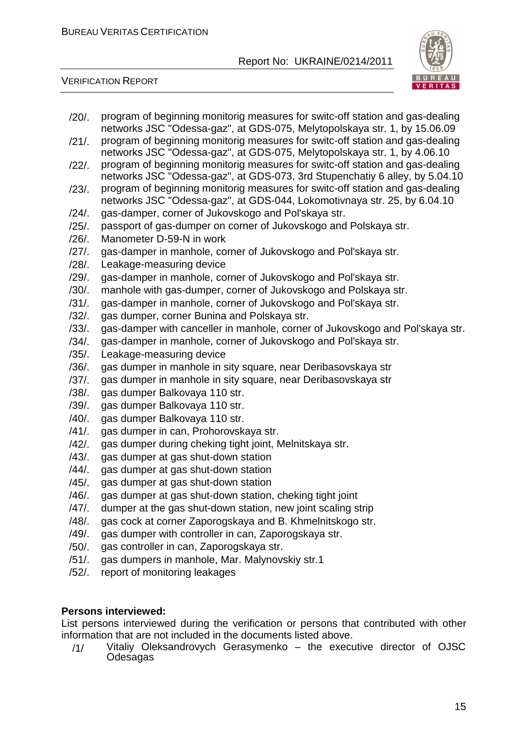/20/. program of beginning monitorig measures for switc-off station and gas-dealing networks JSC "Odessa-gaz", at GDS-075, Melytopolskaya str. 1, by 15.06.09

/21/. program of beginning monitorig measures for switc-off station and gas-dealing networks JSC "Odessa-gaz", at GDS-075, Melytopolskaya str. 1, by 4.06.10

/22/. program of beginning monitorig measures for switc-off station and gas-dealing networks JSC "Odessa-gaz", at GDS-073, 3rd Stupenchatiy 6 alley, by 5.04.10

/23/. program of beginning monitorig measures for switc-off station and gas-dealing networks JSC "Odessa-gaz", at GDS-044, Lokomotivnaya str. 25, by 6.04.10

/24/. gas-damper, corner of Jukovskogo and Pol'skaya str.

/25/. passport of gas-dumper on corner of Jukovskogo and Polskaya str.

/26/. Manometer D-59-N in work

/27/. gas-damper in manhole, corner of Jukovskogo and Pol'skaya str.

/28/. Leakage-measuring device

/29/. gas-damper in manhole, corner of Jukovskogo and Pol'skaya str.

/30/. manhole with gas-dumper, corner of Jukovskogo and Polskaya str.

/31/. gas-damper in manhole, corner of Jukovskogo and Pol'skaya str.

/32/. gas dumper, corner Bunina and Polskaya str.

/33/. gas-damper with canceller in manhole, corner of Jukovskogo and Pol'skaya str.

/34/. gas-damper in manhole, corner of Jukovskogo and Pol'skaya str.

/35/. Leakage-measuring device

/36/. gas dumper in manhole in sity square, near Deribasovskaya str

/37/. gas dumper in manhole in sity square, near Deribasovskaya str

/38/. gas dumper Balkovaya 110 str.

/39/. gas dumper Balkovaya 110 str.

/40/. gas dumper Balkovaya 110 str.

/41/. gas dumper in can, Prohorovskaya str.

/42/. gas dumper during cheking tight joint, Melnitskaya str.

/43/. gas dumper at gas shut-down station

/44/. gas dumper at gas shut-down station

/45/. gas dumper at gas shut-down station

/46/. gas dumper at gas shut-down station, cheking tight joint

/47/. dumper at the gas shut-down station, new joint scaling strip

/48/. gas cock at corner Zaporogskaya and B. Khmelnitskogo str.

/49/. gas dumper with controller in can, Zaporogskaya str.

/50/. gas controller in can, Zaporogskaya str.

/51/. gas dumpers in manhole, Mar. Malynovskiy str.1

/52/. report of monitoring leakages

**Persons interviewed:**

List persons interviewed during the verification or persons that contributed with other information that are not included in the documents listed above.

/1/ Vitaliy Oleksandrovych Gerasymenko – the executive director of OJSC Odesagas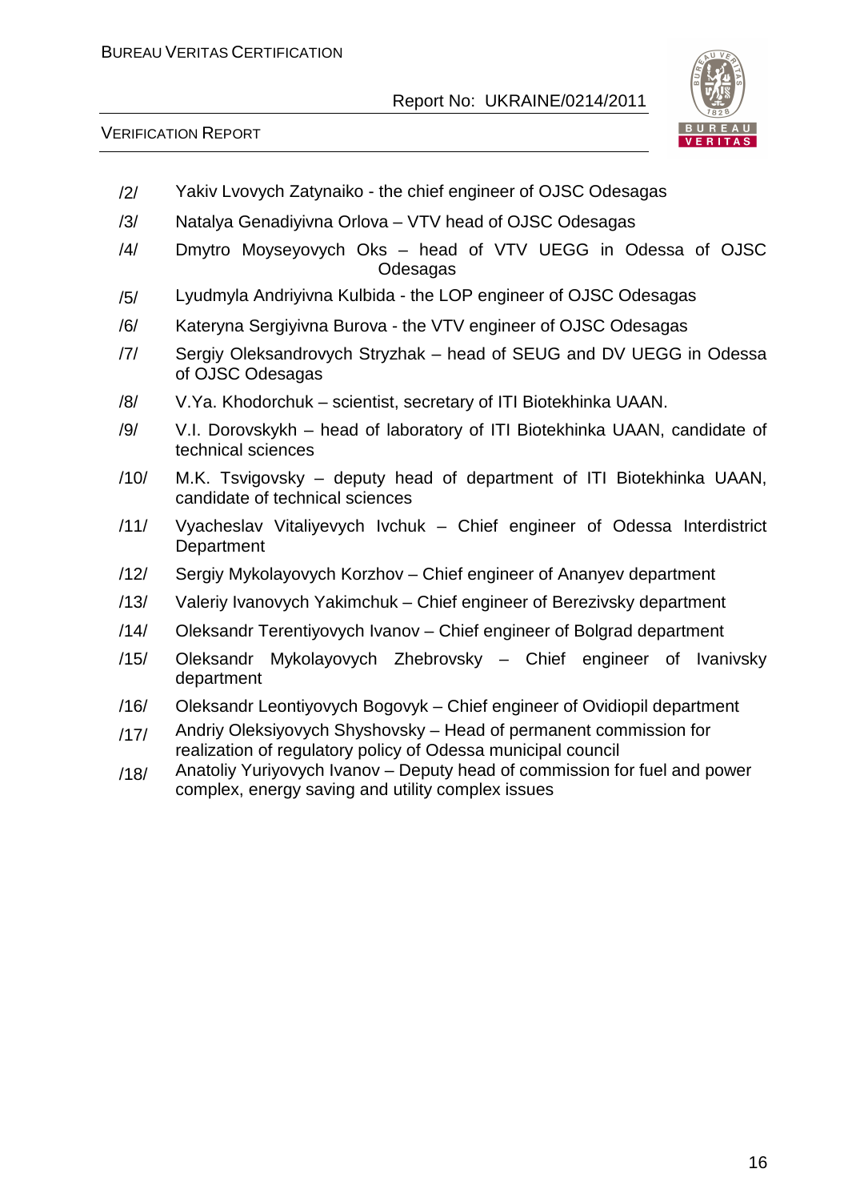/2/ Yakiv Lvovych Zatynaiko - the chief engineer of OJSC Odesagas

/3/ Natalya Genadiyivna Orlova – VTV head of OJSC Odesagas

/4/ Dmytro Moyseyovych Oks – head of VTV UEGG in Odessa of OJSC Odesagas

/5/ Lyudmyla Andriyivna Kulbida - the LOP engineer of OJSC Odesagas

/6/ Kateryna Sergiyivna Burova - the VTV engineer of OJSC Odesagas

/7/ Sergiy Oleksandrovych Stryzhak – head of SEUG and DV UEGG in Odessa of OJSC Odesagas

/8/ V.Ya. Khodorchuk – scientist, secretary of ITI Biotekhinka UAAN.

/9/ V.I. Dorovskykh – head of laboratory of ITI Biotekhinka UAAN, candidate of technical sciences

/10/ M.K. Tsvigovsky – deputy head of department of ITI Biotekhinka UAAN, candidate of technical sciences

/11/ Vyacheslav Vitaliyevych Ivchuk – Chief engineer of Odessa Interdistrict Department

/12/ Sergiy Mykolayovych Korzhov – Chief engineer of Ananyev department

/13/ Valeriy Ivanovych Yakimchuk – Chief engineer of Berezivsky department

/14/ Oleksandr Terentiyovych Ivanov – Chief engineer of Bolgrad department

/15/ Oleksandr Mykolayovych Zhebrovsky – Chief engineer of Ivanivsky department

/16/ Oleksandr Leontiyovych Bogovyk – Chief engineer of Ovidiopil department

/17/ Andriy Oleksiyovych Shyshovsky – Head of permanent commission for realization of regulatory policy of Odessa municipal council

/18/ Anatoliy Yuriyovych Ivanov – Deputy head of commission for fuel and power complex, energy saving and utility complex issues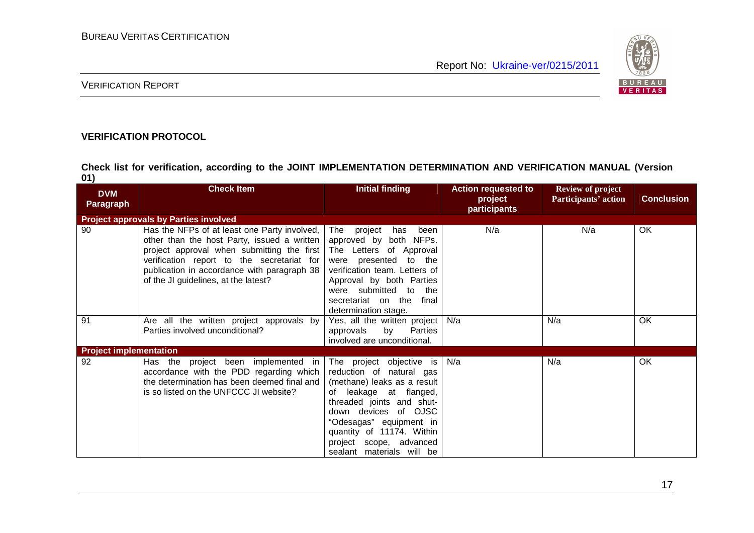**VERIFICATION PROTOCOL**

**Check list for verification, according to the JOINT IMPLEMENTATION DETERMINATION AND VERIFICATION MANUAL (Version 01)**

| DVM Paragraph | Check Item | Initial finding | Action requested to project participants | Review of project Participants' action | Conclusion |
|---|---|---|---|---|---|
| **Project approvals by Parties involved** | | | | | |
| 90 | Has the NFPs of at least one Party involved, other than the host Party, issued a written project approval when submitting the first verification report to the secretariat for publication in accordance with paragraph 38 of the JI guidelines, at the latest? | The project has been approved by both NFPs. The Letters of Approval were presented to the verification team. Letters of Approval by both Parties were submitted to the secretariat on the final determination stage. | N/a | N/a | OK |
| 91 | Are all the written project approvals by Parties involved unconditional? | Yes, all the written project approvals by Parties involved are unconditional. | N/a | N/a | OK |
| **Project implementation** | | | | | |
| 92 | Has the project been implemented in accordance with the PDD regarding which the determination has been deemed final and is so listed on the UNFCCC JI website? | The project objective is reduction of natural gas (methane) leaks as a result of leakage at flanged, threaded joints and shut-down devices of OJSC "Odesagas" equipment in quantity of 11174. Within project scope, advanced sealant materials will be | N/a | N/a | OK |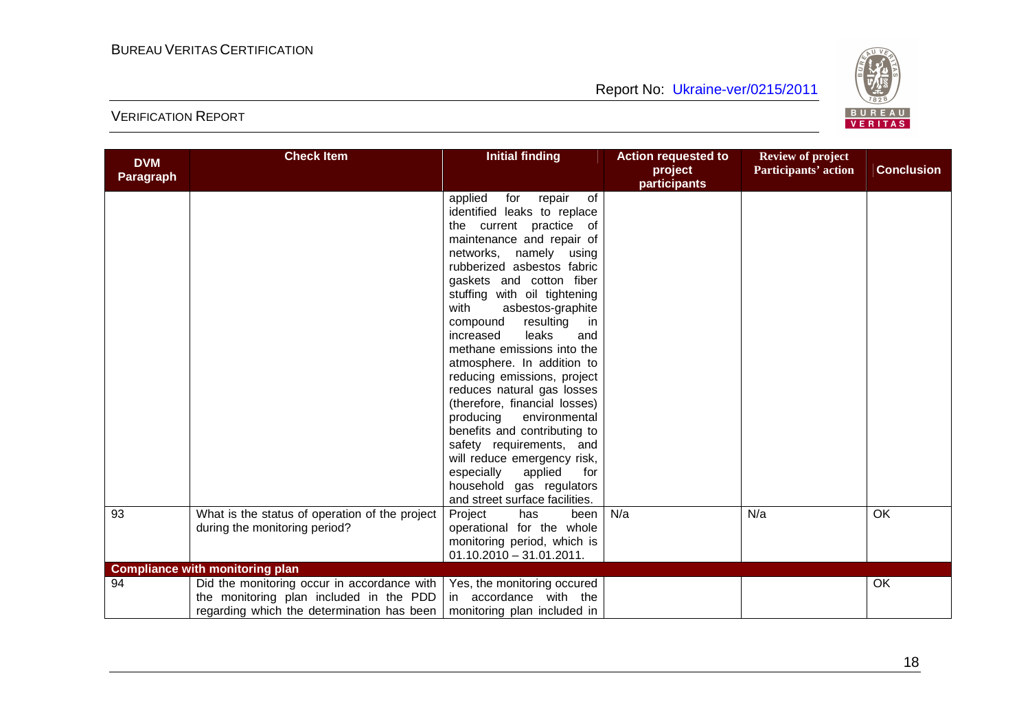| DVM Paragraph | Check Item | Initial finding | Action requested to project participants | Review of project Participants' action | Conclusion |
|---|---|---|---|---|---|
| | | applied for repair of identified leaks to replace the current practice of maintenance and repair of networks, namely using rubberized asbestos fabric gaskets and cotton fiber stuffing with oil tightening with asbestos-graphite compound resulting in increased leaks and methane emissions into the atmosphere. In addition to reducing emissions, project reduces natural gas losses (therefore, financial losses) producing environmental benefits and contributing to safety requirements, and will reduce emergency risk, especially applied for household gas regulators and street surface facilities. | | | |
| 93 | What is the status of operation of the project during the monitoring period? | Project has been operational for the whole monitoring period, which is 01.10.2010 – 31.01.2011. | N/a | N/a | OK |
| **Compliance with monitoring plan** | | | | | |
| 94 | Did the monitoring occur in accordance with the monitoring plan included in the PDD regarding which the determination has been | Yes, the monitoring occured in accordance with the monitoring plan included in | | | OK |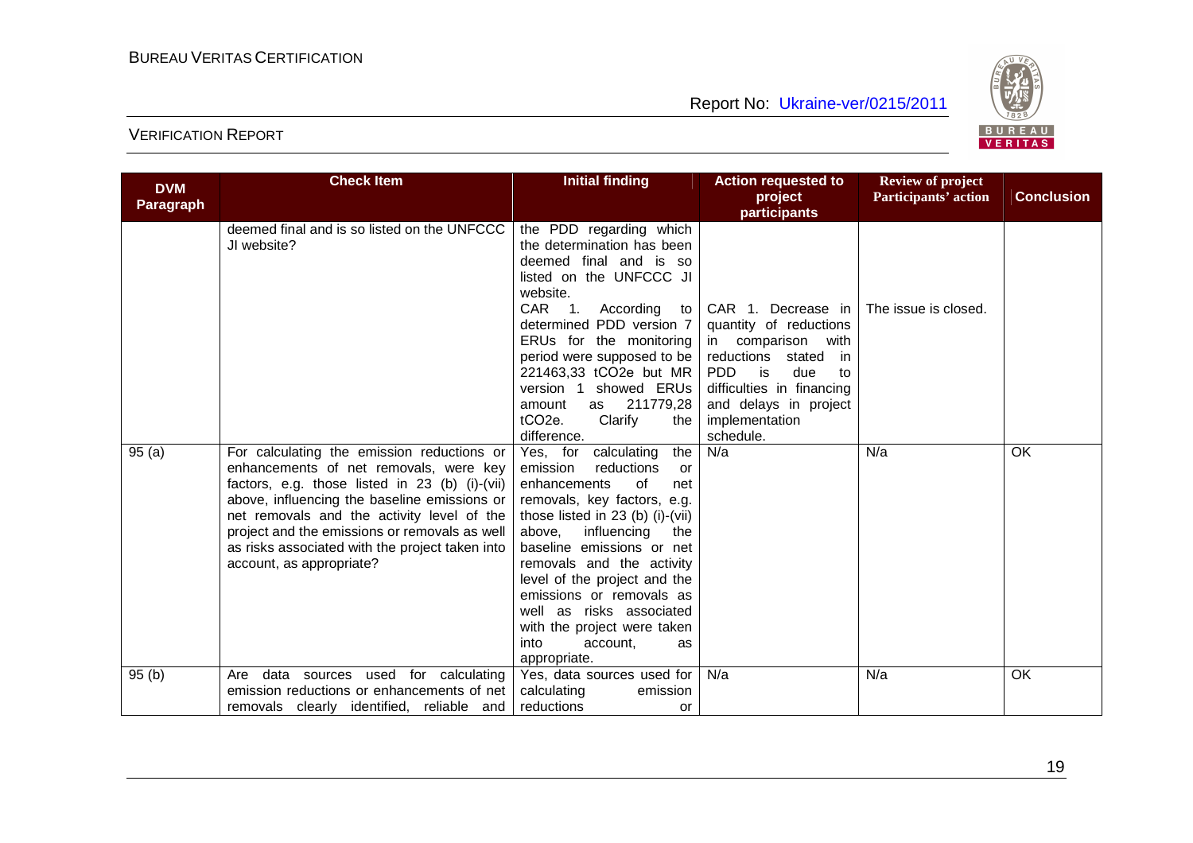| DVM Paragraph | Check Item | Initial finding | Action requested to project participants | Review of project Participants' action | Conclusion |
|---|---|---|---|---|---|
| | deemed final and is so listed on the UNFCCC JI website? | the PDD regarding which the determination has been deemed final and is so listed on the UNFCCC JI website.<br>CAR 1. According to determined PDD version 7 ERUs for the monitoring period were supposed to be 221463,33 $tCO_2e$ but MR version 1 showed ERUs amount as 211779,28 $tCO_2e$. Clarify the difference. | CAR 1. Decrease in quantity of reductions in comparison with reductions stated in PDD is due to difficulties in financing and delays in project implementation schedule. | The issue is closed. | |
| 95 (a) | For calculating the emission reductions or enhancements of net removals, were key factors, e.g. those listed in 23 (b) (i)-(vii) above, influencing the baseline emissions or net removals and the activity level of the project and the emissions or removals as well as risks associated with the project taken into account, as appropriate? | Yes, for calculating the emission reductions or enhancements of net removals, key factors, e.g. those listed in 23 (b) (i)-(vii) above, influencing the baseline emissions or net removals and the activity level of the project and the emissions or removals as well as risks associated with the project were taken into account, as appropriate. | N/a | N/a | OK |
| 95 (b) | Are data sources used for calculating emission reductions or enhancements of net removals clearly identified, reliable and | Yes, data sources used for calculating emission reductions or | N/a | N/a | OK |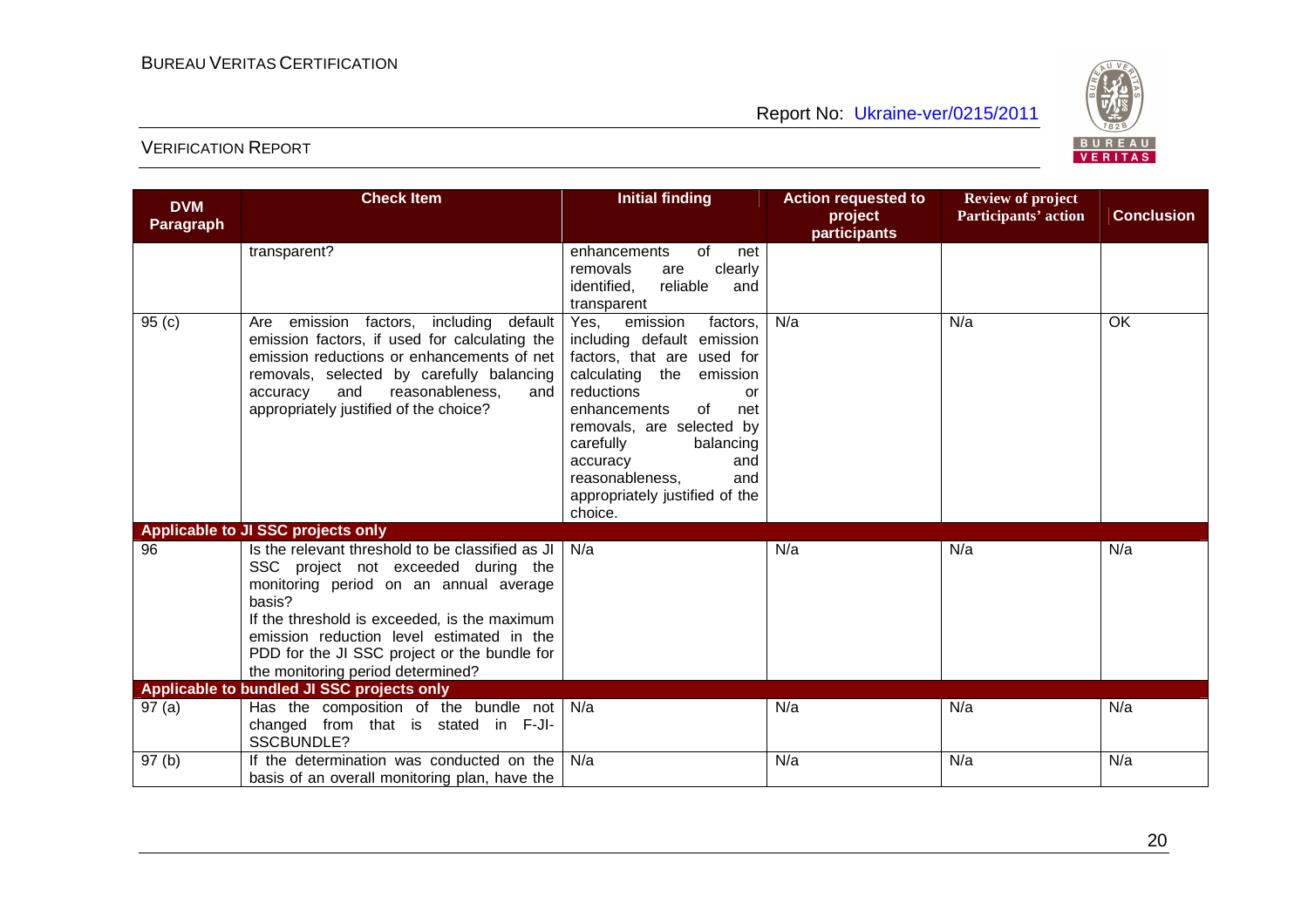| DVM Paragraph | Check Item | Initial finding | Action requested to project participants | Review of project Participants' action | Conclusion |
|---|---|---|---|---|---|
| | transparent? | enhancements of net removals are clearly identified, reliable and transparent | | | |
| 95 (c) | Are emission factors, including default emission factors, if used for calculating the emission reductions or enhancements of net removals, selected by carefully balancing accuracy and reasonableness, and appropriately justified of the choice? | Yes, emission factors, including default emission factors, that are used for calculating the emission reductions or enhancements of net removals, are selected by carefully balancing accuracy and reasonableness, and appropriately justified of the choice. | N/a | N/a | OK |
| **Applicable to JI SSC projects only** | | | | | |
| 96 | Is the relevant threshold to be classified as JI SSC project not exceeded during the monitoring period on an annual average basis?<br>If the threshold is exceeded, is the maximum emission reduction level estimated in the PDD for the JI SSC project or the bundle for the monitoring period determined? | N/a | N/a | N/a | N/a |
| **Applicable to bundled JI SSC projects only** | | | | | |
| 97 (a) | Has the composition of the bundle not changed from that is stated in F-JI-SSCBUNDLE? | N/a | N/a | N/a | N/a |
| 97 (b) | If the determination was conducted on the basis of an overall monitoring plan, have the | N/a | N/a | N/a | N/a |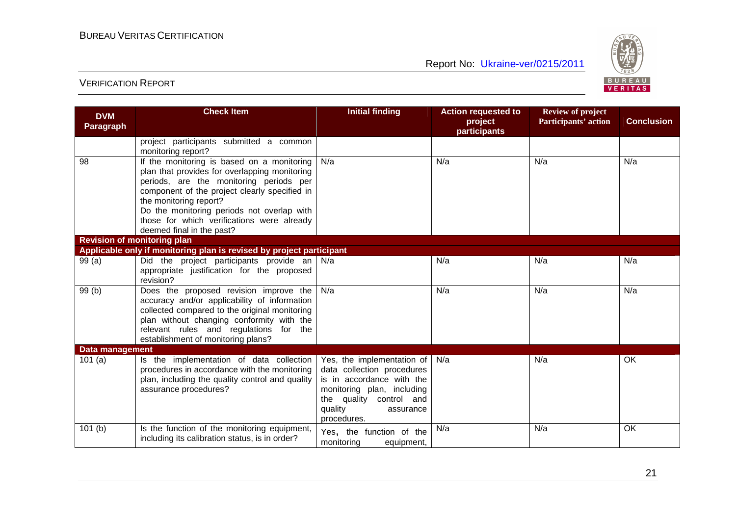| DVM Paragraph | Check Item | Initial finding | Action requested to project participants | Review of project Participants' action | Conclusion |
|---|---|---|---|---|---|
| | project participants submitted a common monitoring report? | | | | |
| 98 | If the monitoring is based on a monitoring plan that provides for overlapping monitoring periods, are the monitoring periods per component of the project clearly specified in the monitoring report? Do the monitoring periods not overlap with those for which verifications were already deemed final in the past? | N/a | N/a | N/a | N/a |
| **Revision of monitoring plan** | | | | | |
| **Applicable only if monitoring plan is revised by project participant** | | | | | |
| 99 (a) | Did the project participants provide an appropriate justification for the proposed revision? | N/a | N/a | N/a | N/a |
| 99 (b) | Does the proposed revision improve the accuracy and/or applicability of information collected compared to the original monitoring plan without changing conformity with the relevant rules and regulations for the establishment of monitoring plans? | N/a | N/a | N/a | N/a |
| **Data management** | | | | | |
| 101 (a) | Is the implementation of data collection procedures in accordance with the monitoring plan, including the quality control and quality assurance procedures? | Yes, the implementation of data collection procedures is in accordance with the monitoring plan, including the quality control and quality assurance procedures. | N/a | N/a | OK |
| 101 (b) | Is the function of the monitoring equipment, including its calibration status, is in order? | Yes, the function of the monitoring equipment, | N/a | N/a | OK |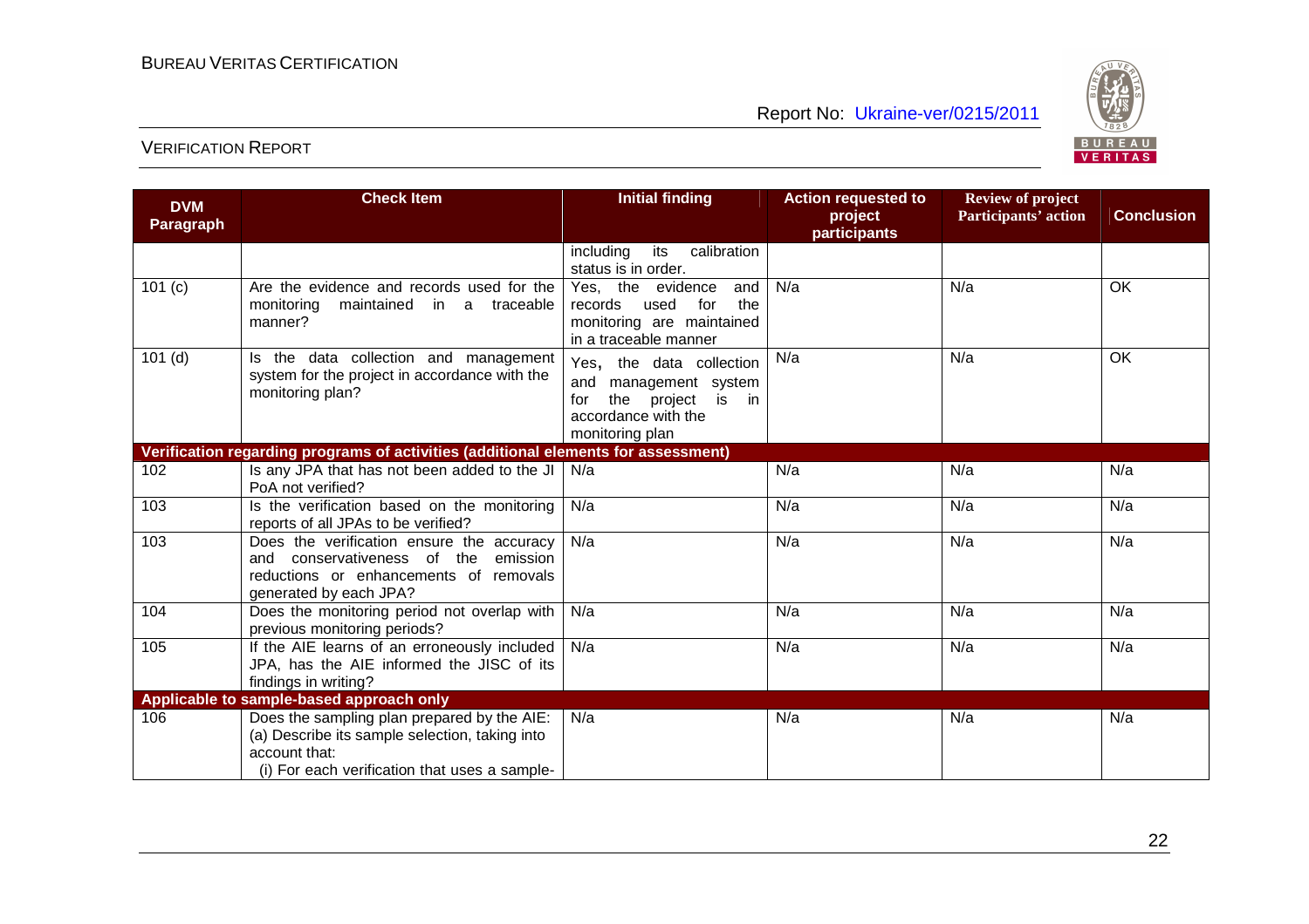| DVM Paragraph | Check Item | Initial finding | Action requested to project participants | Review of project Participants' action | Conclusion |
|---|---|---|---|---|---|
| | | including its calibration status is in order. | | | |
| 101 (c) | Are the evidence and records used for the monitoring maintained in a traceable manner? | Yes, the evidence and records used for the monitoring are maintained in a traceable manner | N/a | N/a | OK |
| 101 (d) | Is the data collection and management system for the project in accordance with the monitoring plan? | Yes, the data collection and management system for the project is in accordance with the monitoring plan | N/a | N/a | OK |
| **Verification regarding programs of activities (additional elements for assessment)** | | | | | |
| 102 | Is any JPA that has not been added to the JI PoA not verified? | N/a | N/a | N/a | N/a |
| 103 | Is the verification based on the monitoring reports of all JPAs to be verified? | N/a | N/a | N/a | N/a |
| 103 | Does the verification ensure the accuracy and conservativeness of the emission reductions or enhancements of removals generated by each JPA? | N/a | N/a | N/a | N/a |
| 104 | Does the monitoring period not overlap with previous monitoring periods? | N/a | N/a | N/a | N/a |
| 105 | If the AIE learns of an erroneously included JPA, has the AIE informed the JISC of its findings in writing? | N/a | N/a | N/a | N/a |
| **Applicable to sample-based approach only** | | | | | |
| 106 | Does the sampling plan prepared by the AIE: (a) Describe its sample selection, taking into account that: (i) For each verification that uses a sample- | N/a | N/a | N/a | N/a |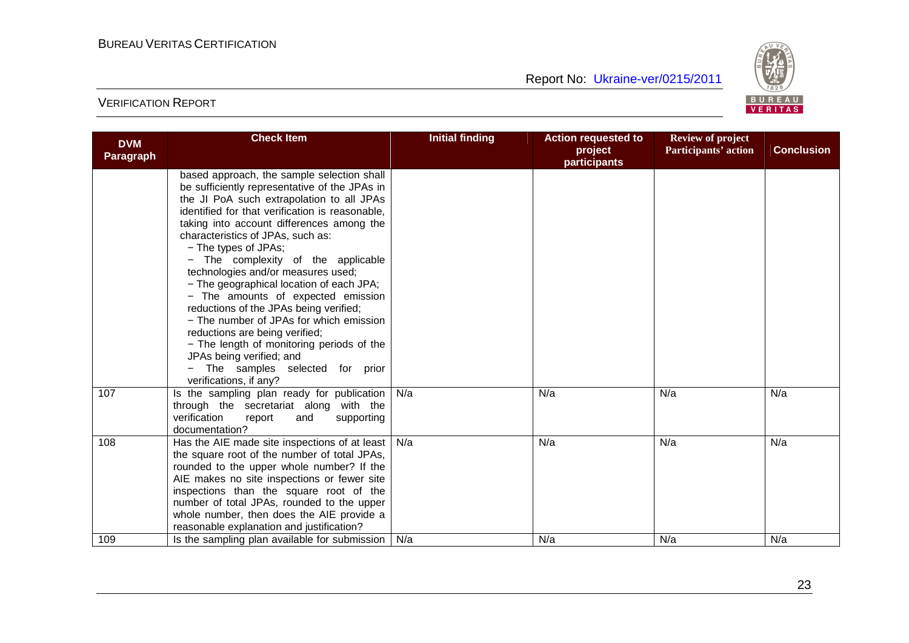| DVM Paragraph | Check Item | Initial finding | Action requested to project participants | Review of project Participants' action | Conclusion |
|---|---|---|---|---|---|
| | based approach, the sample selection shall be sufficiently representative of the JPAs in the JI PoA such extrapolation to all JPAs identified for that verification is reasonable, taking into account differences among the characteristics of JPAs, such as:<br>− The types of JPAs;<br>− The complexity of the applicable technologies and/or measures used;<br>− The geographical location of each JPA;<br>− The amounts of expected emission reductions of the JPAs being verified;<br>− The number of JPAs for which emission reductions are being verified;<br>− The length of monitoring periods of the JPAs being verified; and<br>− The samples selected for prior verifications, if any? | | | | |
| 107 | Is the sampling plan ready for publication through the secretariat along with the verification report and supporting documentation? | N/a | N/a | N/a | N/a |
| 108 | Has the AIE made site inspections of at least the square root of the number of total JPAs, rounded to the upper whole number? If the AIE makes no site inspections or fewer site inspections than the square root of the number of total JPAs, rounded to the upper whole number, then does the AIE provide a reasonable explanation and justification? | N/a | N/a | N/a | N/a |
| 109 | Is the sampling plan available for submission | N/a | N/a | N/a | N/a |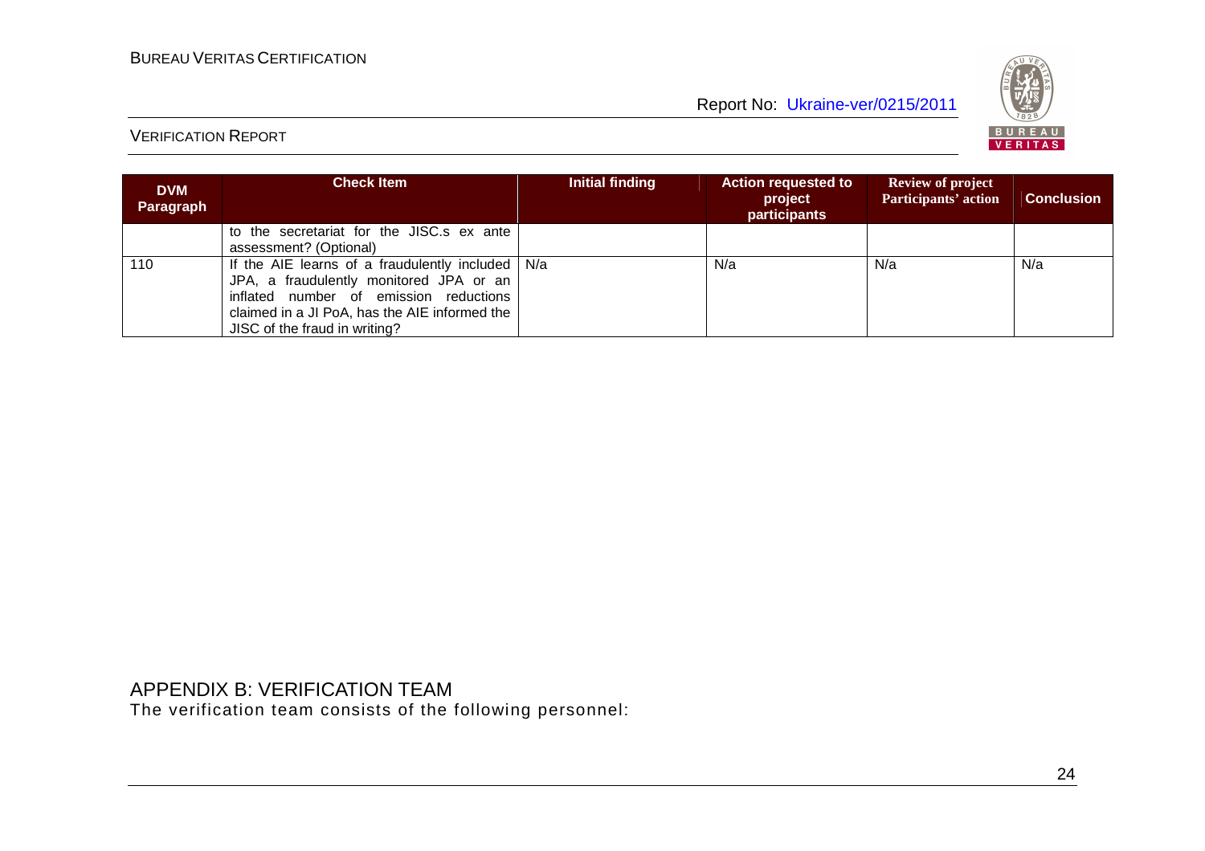| DVM Paragraph | Check Item | Initial finding | Action requested to project participants | Review of project Participants' action | Conclusion |
|---|---|---|---|---|---|
| | to the secretariat for the JISC.s ex ante assessment? (Optional) | | | | |
| 110 | If the AIE learns of a fraudulently included JPA, a fraudulently monitored JPA or an inflated number of emission reductions claimed in a JI PoA, has the AIE informed the JISC of the fraud in writing? | N/a | N/a | N/a | N/a |

# APPENDIX B: VERIFICATION TEAM

The verification team consists of the following personnel: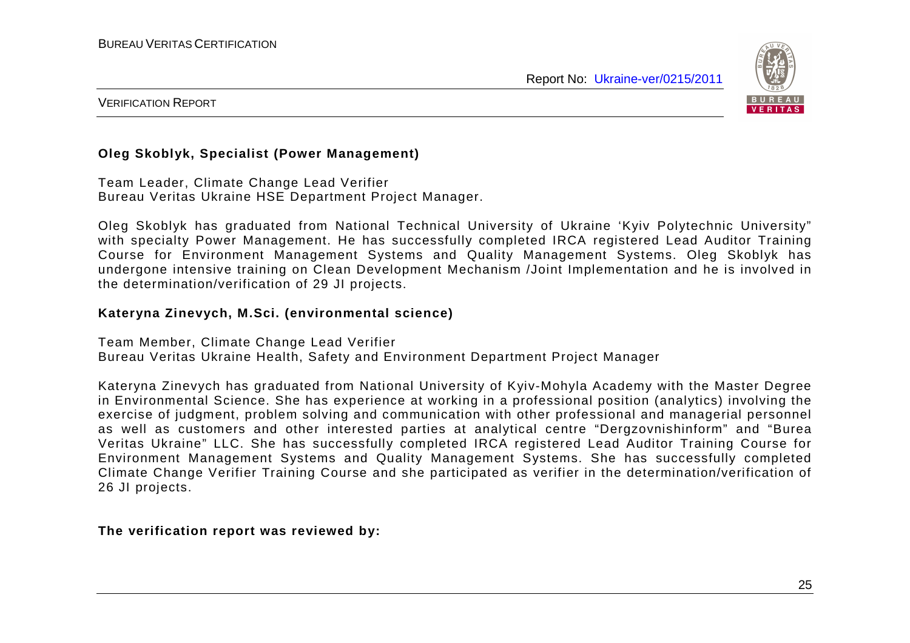**Oleg Skoblyk, Specialist (Power Management)**

Team Leader, Climate Change Lead Verifier
Bureau Veritas Ukraine HSE Department Project Manager.

Oleg Skoblyk has graduated from National Technical University of Ukraine 'Kyiv Polytechnic University" with specialty Power Management. He has successfully completed IRCA registered Lead Auditor Training Course for Environment Management Systems and Quality Management Systems. Oleg Skoblyk has undergone intensive training on Clean Development Mechanism /Joint Implementation and he is involved in the determination/verification of 29 JI projects.

**Kateryna Zinevych, M.Sci. (environmental science)**

Team Member, Climate Change Lead Verifier
Bureau Veritas Ukraine Health, Safety and Environment Department Project Manager

Kateryna Zinevych has graduated from National University of Kyiv-Mohyla Academy with the Master Degree in Environmental Science. She has experience at working in a professional position (analytics) involving the exercise of judgment, problem solving and communication with other professional and managerial personnel as well as customers and other interested parties at analytical centre "Dergzovnishinform" and "Burea Veritas Ukraine" LLC. She has successfully completed IRCA registered Lead Auditor Training Course for Environment Management Systems and Quality Management Systems. She has successfully completed Climate Change Verifier Training Course and she participated as verifier in the determination/verification of 26 JI projects.

**The verification report was reviewed by:**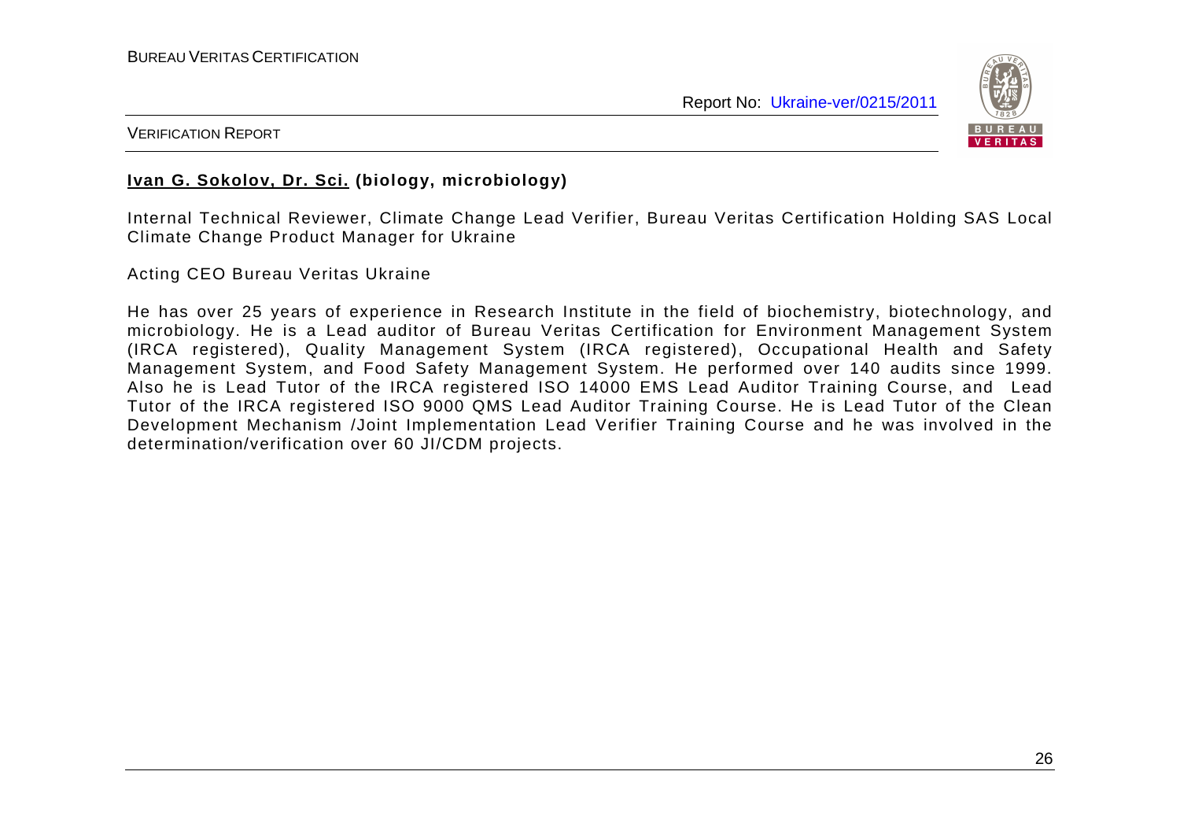**Ivan G. Sokolov, Dr. Sci. (biology, microbiology)**

Internal Technical Reviewer, Climate Change Lead Verifier, Bureau Veritas Certification Holding SAS Local Climate Change Product Manager for Ukraine

Acting CEO Bureau Veritas Ukraine

He has over 25 years of experience in Research Institute in the field of biochemistry, biotechnology, and microbiology. He is a Lead auditor of Bureau Veritas Certification for Environment Management System (IRCA registered), Quality Management System (IRCA registered), Occupational Health and Safety Management System, and Food Safety Management System. He performed over 140 audits since 1999. Also he is Lead Tutor of the IRCA registered ISO 14000 EMS Lead Auditor Training Course, and Lead Tutor of the IRCA registered ISO 9000 QMS Lead Auditor Training Course. He is Lead Tutor of the Clean Development Mechanism /Joint Implementation Lead Verifier Training Course and he was involved in the determination/verification over 60 JI/CDM projects.